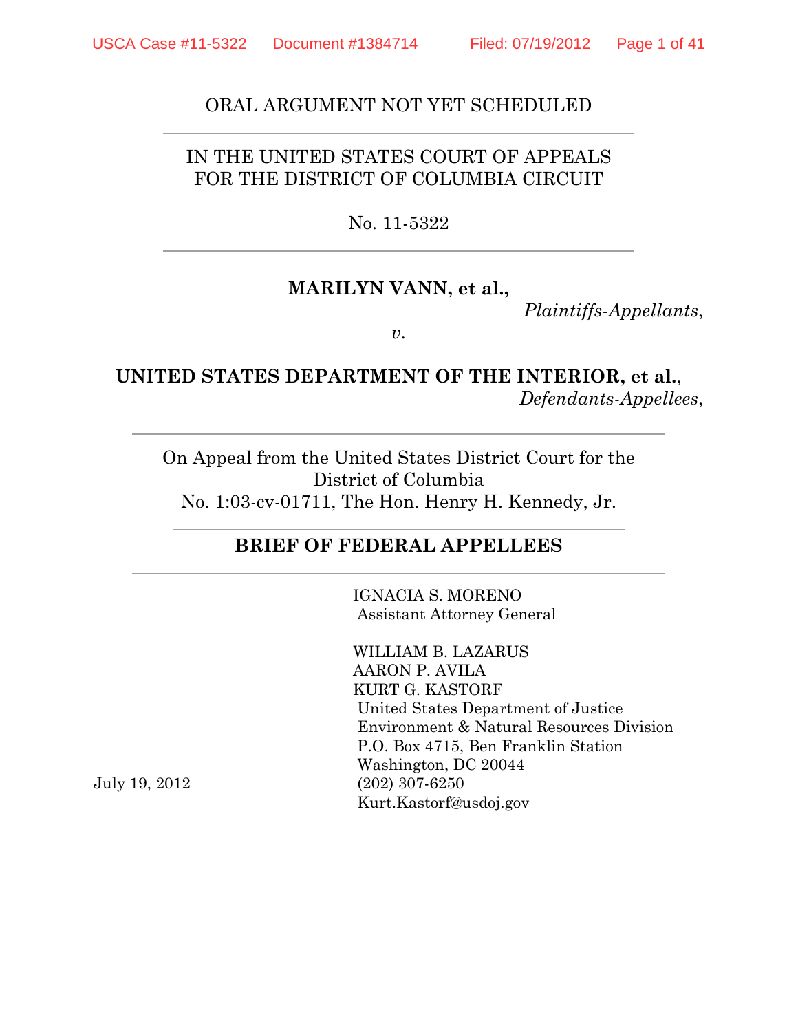ORAL ARGUMENT NOT YET SCHEDULED

---

IN THE UNITED STATES COURT OF APPEALS
FOR THE DISTRICT OF COLUMBIA CIRCUIT

No. 11-5322

---

**MARILYN VANN, et al.,**

*Plaintiffs-Appellants*,

*v.*

**UNITED STATES DEPARTMENT OF THE INTERIOR, et al.**,

*Defendants-Appellees*,

---

On Appeal from the United States District Court for the District of Columbia
No. 1:03-cv-01711, The Hon. Henry H. Kennedy, Jr.

---

**BRIEF OF FEDERAL APPELLEES**

---

IGNACIA S. MORENO
Assistant Attorney General

WILLIAM B. LAZARUS
AARON P. AVILA
KURT G. KASTORF
United States Department of Justice
Environment & Natural Resources Division
P.O. Box 4715, Ben Franklin Station
Washington, DC 20044
(202) 307-6250
Kurt.Kastorf@usdoj.gov

July 19, 2012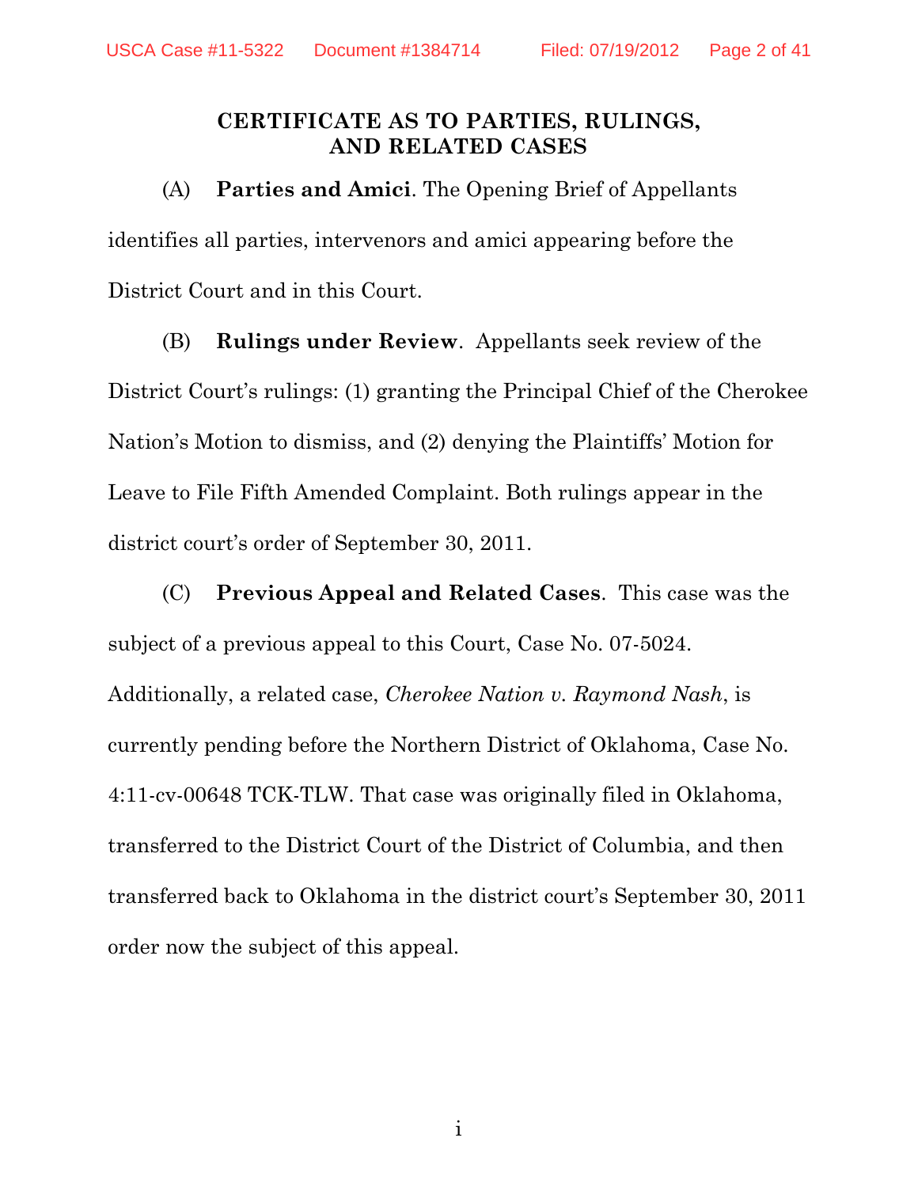## CERTIFICATE AS TO PARTIES, RULINGS, AND RELATED CASES

(A) **Parties and Amici**. The Opening Brief of Appellants identifies all parties, intervenors and amici appearing before the District Court and in this Court.

(B) **Rulings under Review**. Appellants seek review of the District Court's rulings: (1) granting the Principal Chief of the Cherokee Nation's Motion to dismiss, and (2) denying the Plaintiffs' Motion for Leave to File Fifth Amended Complaint. Both rulings appear in the district court's order of September 30, 2011.

(C) **Previous Appeal and Related Cases**. This case was the subject of a previous appeal to this Court, Case No. 07-5024. Additionally, a related case, *Cherokee Nation v. Raymond Nash*, is currently pending before the Northern District of Oklahoma, Case No. 4:11-cv-00648 TCK-TLW. That case was originally filed in Oklahoma, transferred to the District Court of the District of Columbia, and then transferred back to Oklahoma in the district court's September 30, 2011 order now the subject of this appeal.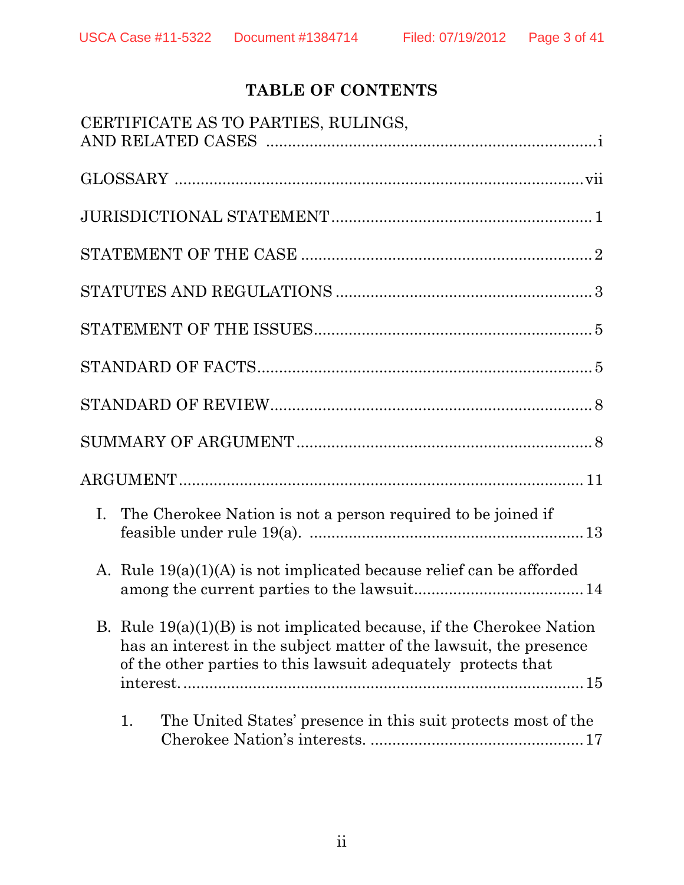## TABLE OF CONTENTS

CERTIFICATE AS TO PARTIES, RULINGS, AND RELATED CASES ........................................................................ i

GLOSSARY ........................................................................................ vii

JURISDICTIONAL STATEMENT .......................................................... 1

STATEMENT OF THE CASE ................................................................ 2

STATUTES AND REGULATIONS .......................................................... 3

STATEMENT OF THE ISSUES ............................................................... 5

STANDARD OF FACTS ........................................................................... 5

STANDARD OF REVIEW ........................................................................ 8

SUMMARY OF ARGUMENT .................................................................. 8

ARGUMENT .......................................................................................... 11

I. The Cherokee Nation is not a person required to be joined if feasible under rule 19(a). ............................................................. 13

A. Rule 19(a)(1)(A) is not implicated because relief can be afforded among the current parties to the lawsuit ..................................... 14

B. Rule 19(a)(1)(B) is not implicated because, if the Cherokee Nation has an interest in the subject matter of the lawsuit, the presence of the other parties to this lawsuit adequately protects that interest. ........................................................................................... 15

1. The United States' presence in this suit protects most of the Cherokee Nation's interests. ................................................. 17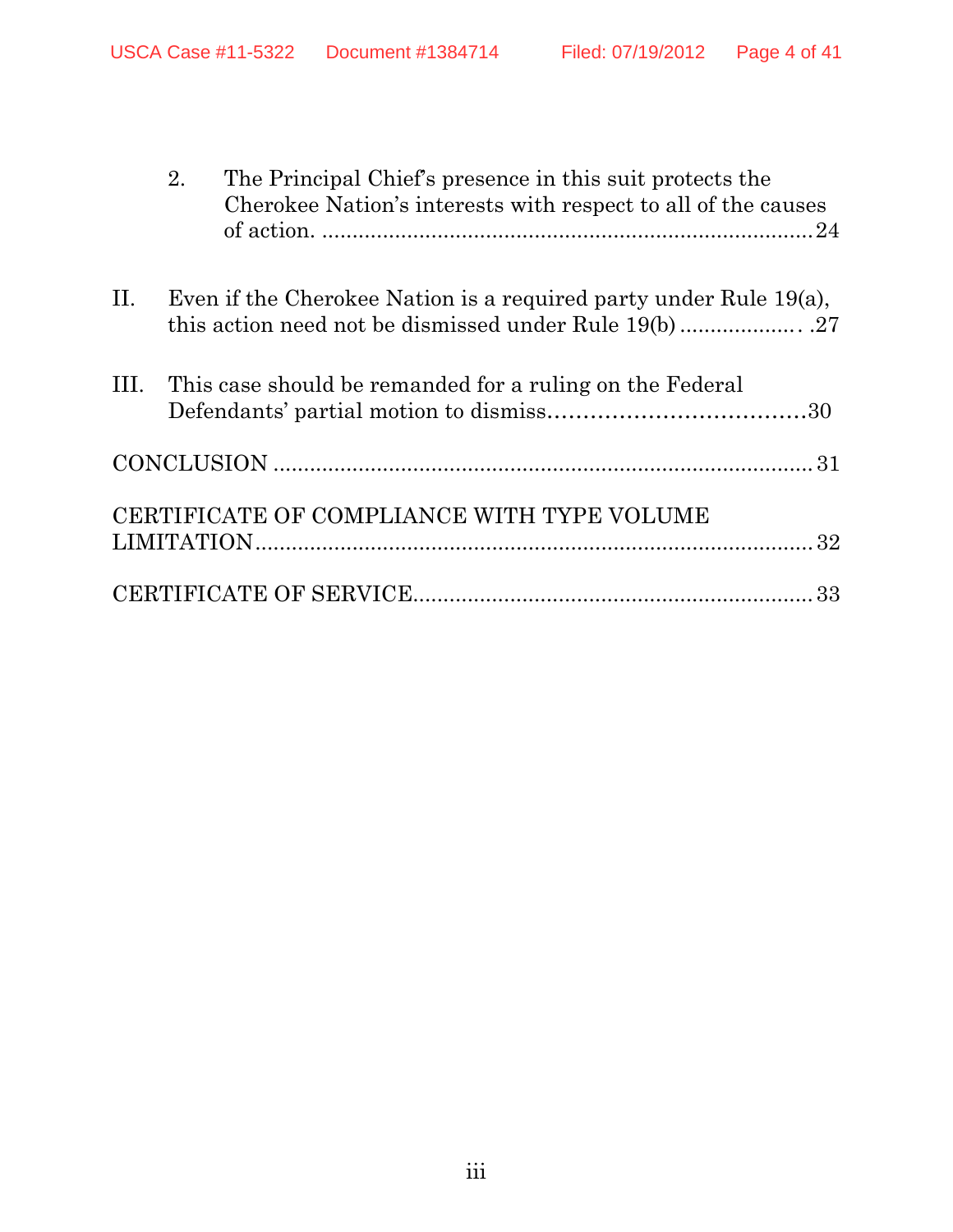2. The Principal Chief's presence in this suit protects the Cherokee Nation's interests with respect to all of the causes of action. ................................................................................ 24

II. Even if the Cherokee Nation is a required party under Rule 19(a), this action need not be dismissed under Rule 19(b) .................... 27

III. This case should be remanded for a ruling on the Federal Defendants' partial motion to dismiss........................................ 30

CONCLUSION ........................................................................................ 31

CERTIFICATE OF COMPLIANCE WITH TYPE VOLUME LIMITATION ........................................................................................ 32

CERTIFICATE OF SERVICE ................................................................ 33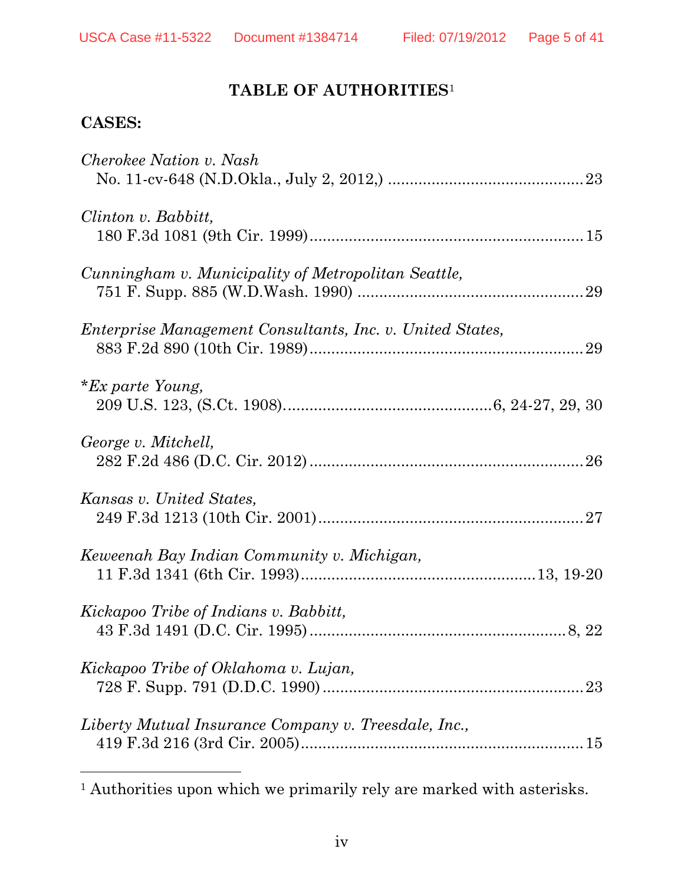## TABLE OF AUTHORITIES[1]

### CASES:

*Cherokee Nation v. Nash*
No. 11-cv-648 (N.D.Okla., July 2, 2012,) ............................................23

*Clinton v. Babbitt,*
180 F.3d 1081 (9th Cir. 1999)..............................................................15

*Cunningham v. Municipality of Metropolitan Seattle,*
751 F. Supp. 885 (W.D.Wash. 1990) ....................................................29

*Enterprise Management Consultants, Inc. v. United States,*
883 F.2d 890 (10th Cir. 1989)...............................................................29

\**Ex parte Young,*
209 U.S. 123, (S.Ct. 1908)................................................6, 24-27, 29, 30

*George v. Mitchell,*
282 F.2d 486 (D.C. Cir. 2012) ..............................................................26

*Kansas v. United States,*
249 F.3d 1213 (10th Cir. 2001).............................................................27

*Keweenah Bay Indian Community v. Michigan,*
11 F.3d 1341 (6th Cir. 1993).....................................................13, 19-20

*Kickapoo Tribe of Indians v. Babbitt,*
43 F.3d 1491 (D.C. Cir. 1995) ..........................................................8, 22

*Kickapoo Tribe of Oklahoma v. Lujan,*
728 F. Supp. 791 (D.D.C. 1990) ...........................................................23

*Liberty Mutual Insurance Company v. Treesdale, Inc.,*
419 F.3d 216 (3rd Cir. 2005).................................................................15

---

[1] Authorities upon which we primarily rely are marked with asterisks.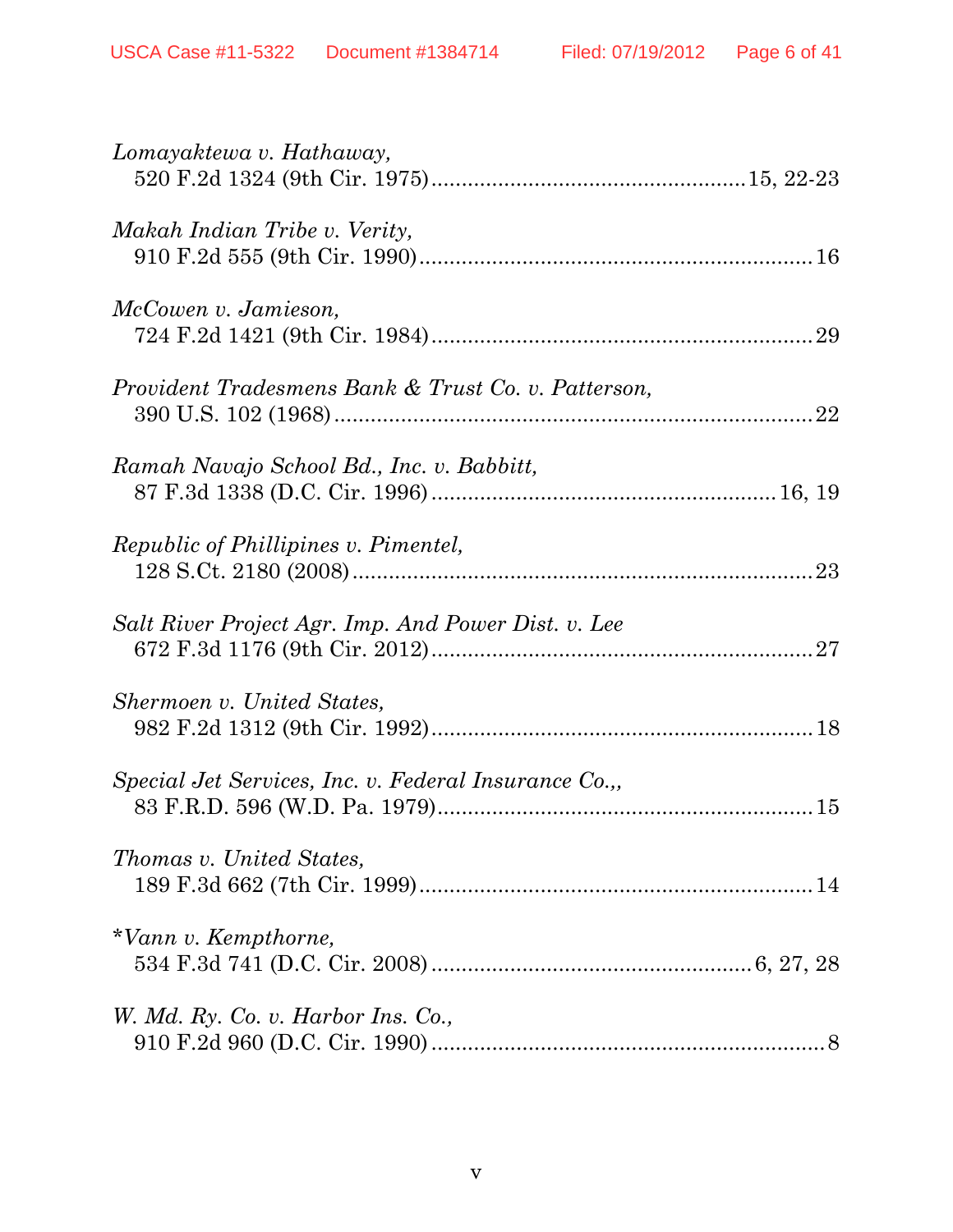*Lomayaktewa v. Hathaway*,
520 F.2d 1324 (9th Cir. 1975)....................................................15, 22-23

*Makah Indian Tribe v. Verity*,
910 F.2d 555 (9th Cir. 1990)..................................................................16

*McCowen v. Jamieson*,
724 F.2d 1421 (9th Cir. 1984)................................................................29

*Provident Tradesmens Bank & Trust Co. v. Patterson*,
390 U.S. 102 (1968)...............................................................................22

*Ramah Navajo School Bd., Inc. v. Babbitt*,
87 F.3d 1338 (D.C. Cir. 1996)..........................................................16, 19

*Republic of Phillipines v. Pimentel*,
128 S.Ct. 2180 (2008)............................................................................23

*Salt River Project Agr. Imp. And Power Dist. v. Lee*
672 F.3d 1176 (9th Cir. 2012)................................................................27

*Shermoen v. United States*,
982 F.2d 1312 (9th Cir. 1992)................................................................18

*Special Jet Services, Inc. v. Federal Insurance Co.*,,
83 F.R.D. 596 (W.D. Pa. 1979)..............................................................15

*Thomas v. United States*,
189 F.3d 662 (7th Cir. 1999)..................................................................14

**Vann v. Kempthorne*,
534 F.3d 741 (D.C. Cir. 2008)....................................................6, 27, 28

*W. Md. Ry. Co. v. Harbor Ins. Co.*,
910 F.2d 960 (D.C. Cir. 1990)..................................................................8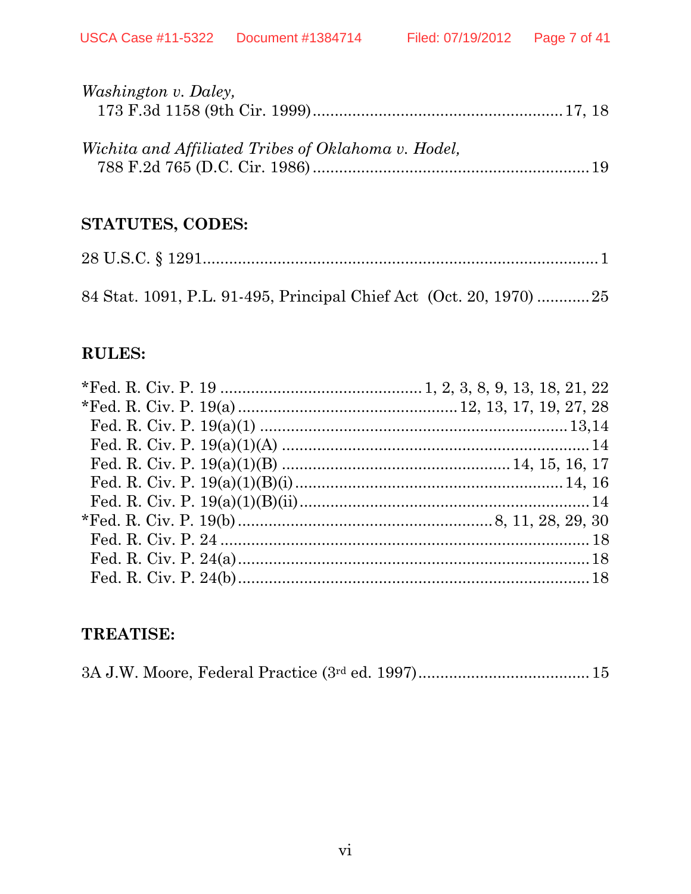*Washington v. Daley*,
173 F.3d 1158 (9th Cir. 1999) ........................................................ 17, 18

*Wichita and Affiliated Tribes of Oklahoma v. Hodel*,
788 F.2d 765 (D.C. Cir. 1986) .............................................................. 19

**STATUTES, CODES:**

28 U.S.C. § 1291 ........................................................................................ 1

84 Stat. 1091, P.L. 91-495, Principal Chief Act (Oct. 20, 1970) ............ 25

**RULES:**

*Fed. R. Civ. P. 19 ............................................. 1, 2, 3, 8, 9, 13, 18, 21, 22
*Fed. R. Civ. P. 19(a) ................................................. 12, 13, 17, 19, 27, 28
Fed. R. Civ. P. 19(a)(1) ..................................................................... 13,14
Fed. R. Civ. P. 19(a)(1)(A) ...................................................................... 14
Fed. R. Civ. P. 19(a)(1)(B) .................................................... 14, 15, 16, 17
Fed. R. Civ. P. 19(a)(1)(B)(i) ............................................................. 14, 16
Fed. R. Civ. P. 19(a)(1)(B)(ii) ................................................................. 14
*Fed. R. Civ. P. 19(b) ......................................................... 8, 11, 28, 29, 30
Fed. R. Civ. P. 24 ..................................................................................... 18
Fed. R. Civ. P. 24(a) ................................................................................. 18
Fed. R. Civ. P. 24(b) ................................................................................. 18

**TREATISE:**

3A J.W. Moore, Federal Practice (3rd ed. 1997) ....................................... 15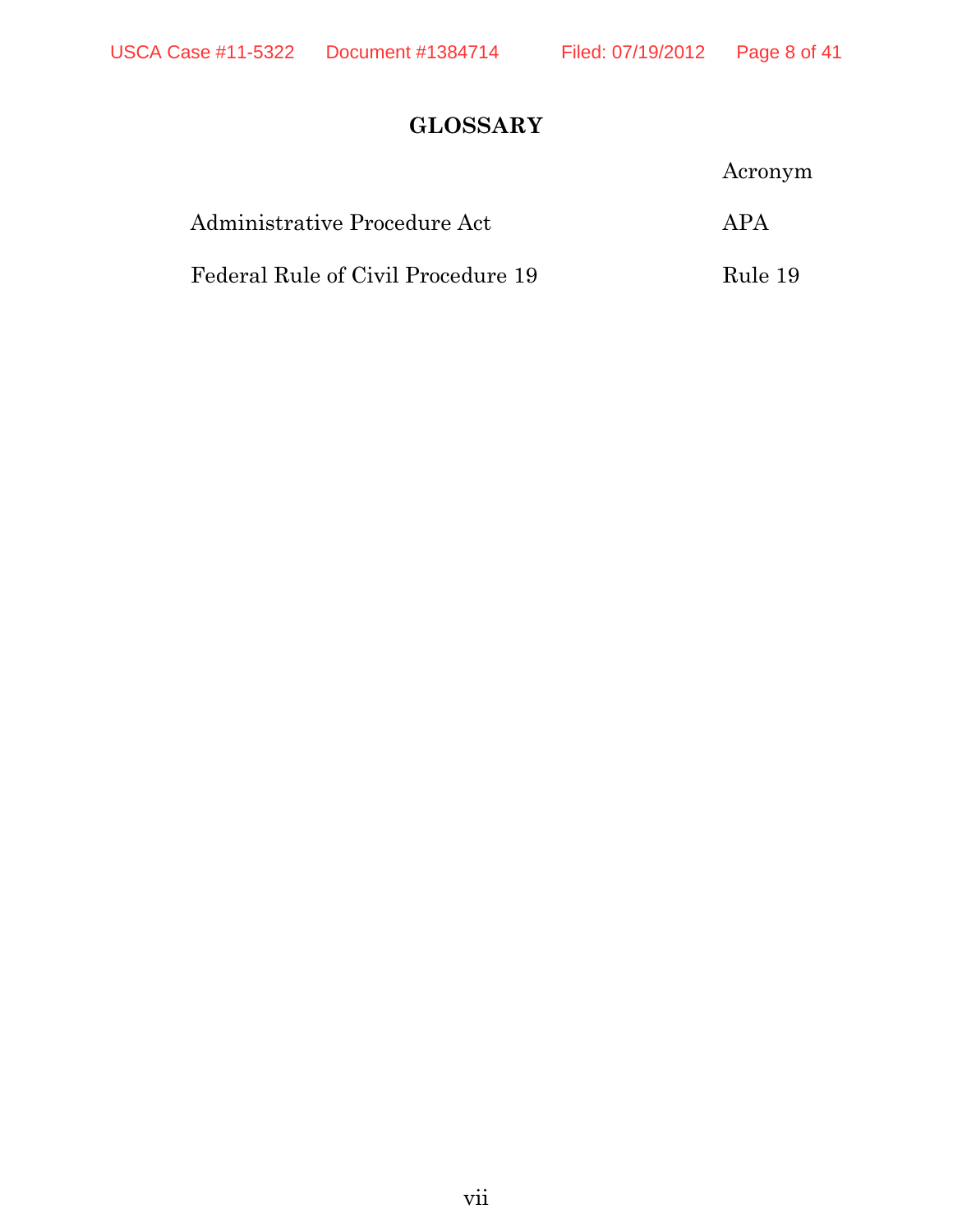# GLOSSARY

| | Acronym |
| --- | --- |
| Administrative Procedure Act | APA |
| Federal Rule of Civil Procedure 19 | Rule 19 |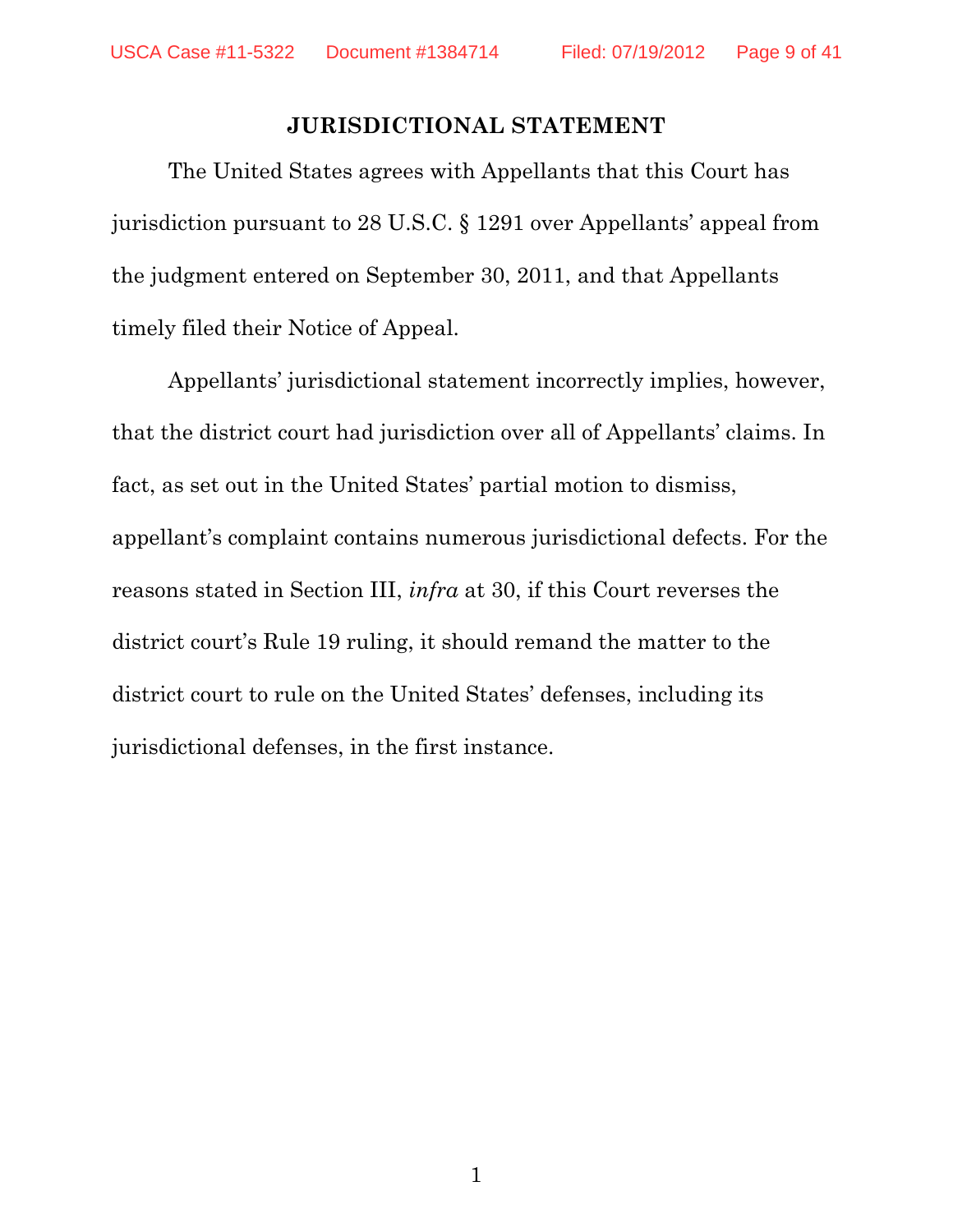## JURISDICTIONAL STATEMENT

The United States agrees with Appellants that this Court has jurisdiction pursuant to 28 U.S.C. § 1291 over Appellants' appeal from the judgment entered on September 30, 2011, and that Appellants timely filed their Notice of Appeal.

Appellants' jurisdictional statement incorrectly implies, however, that the district court had jurisdiction over all of Appellants' claims. In fact, as set out in the United States' partial motion to dismiss, appellant's complaint contains numerous jurisdictional defects. For the reasons stated in Section III, *infra* at 30, if this Court reverses the district court's Rule 19 ruling, it should remand the matter to the district court to rule on the United States' defenses, including its jurisdictional defenses, in the first instance.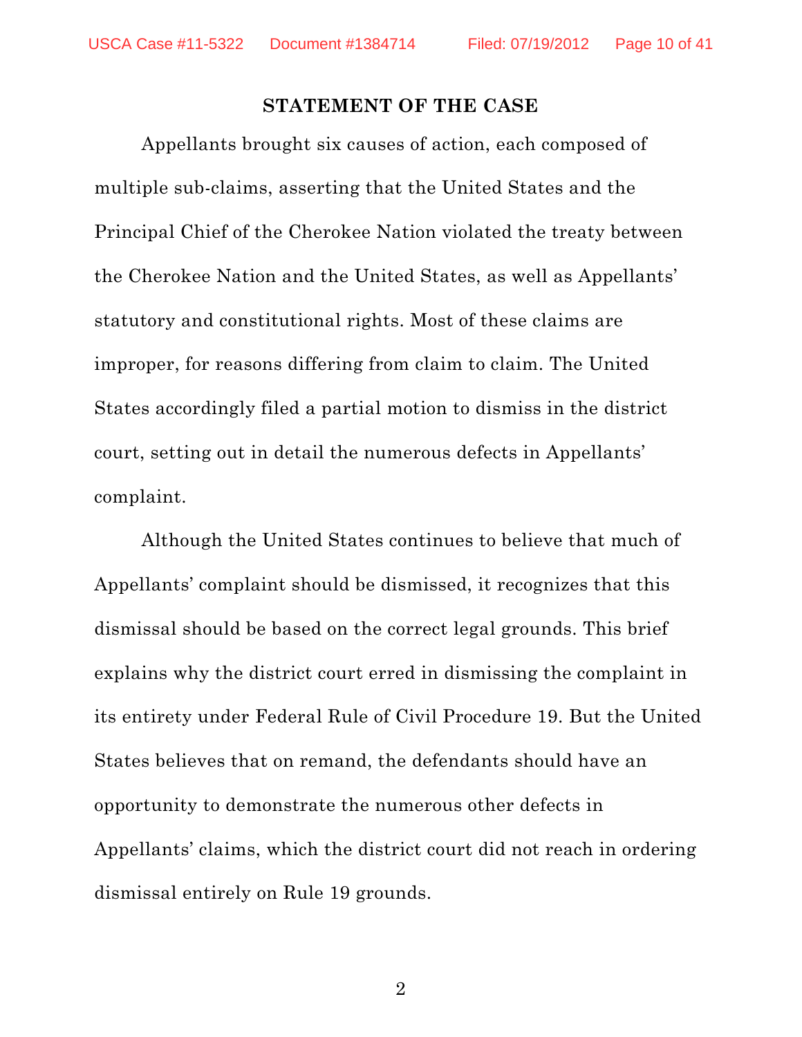## STATEMENT OF THE CASE

Appellants brought six causes of action, each composed of multiple sub-claims, asserting that the United States and the Principal Chief of the Cherokee Nation violated the treaty between the Cherokee Nation and the United States, as well as Appellants' statutory and constitutional rights. Most of these claims are improper, for reasons differing from claim to claim. The United States accordingly filed a partial motion to dismiss in the district court, setting out in detail the numerous defects in Appellants' complaint.

Although the United States continues to believe that much of Appellants' complaint should be dismissed, it recognizes that this dismissal should be based on the correct legal grounds. This brief explains why the district court erred in dismissing the complaint in its entirety under Federal Rule of Civil Procedure 19. But the United States believes that on remand, the defendants should have an opportunity to demonstrate the numerous other defects in Appellants' claims, which the district court did not reach in ordering dismissal entirely on Rule 19 grounds.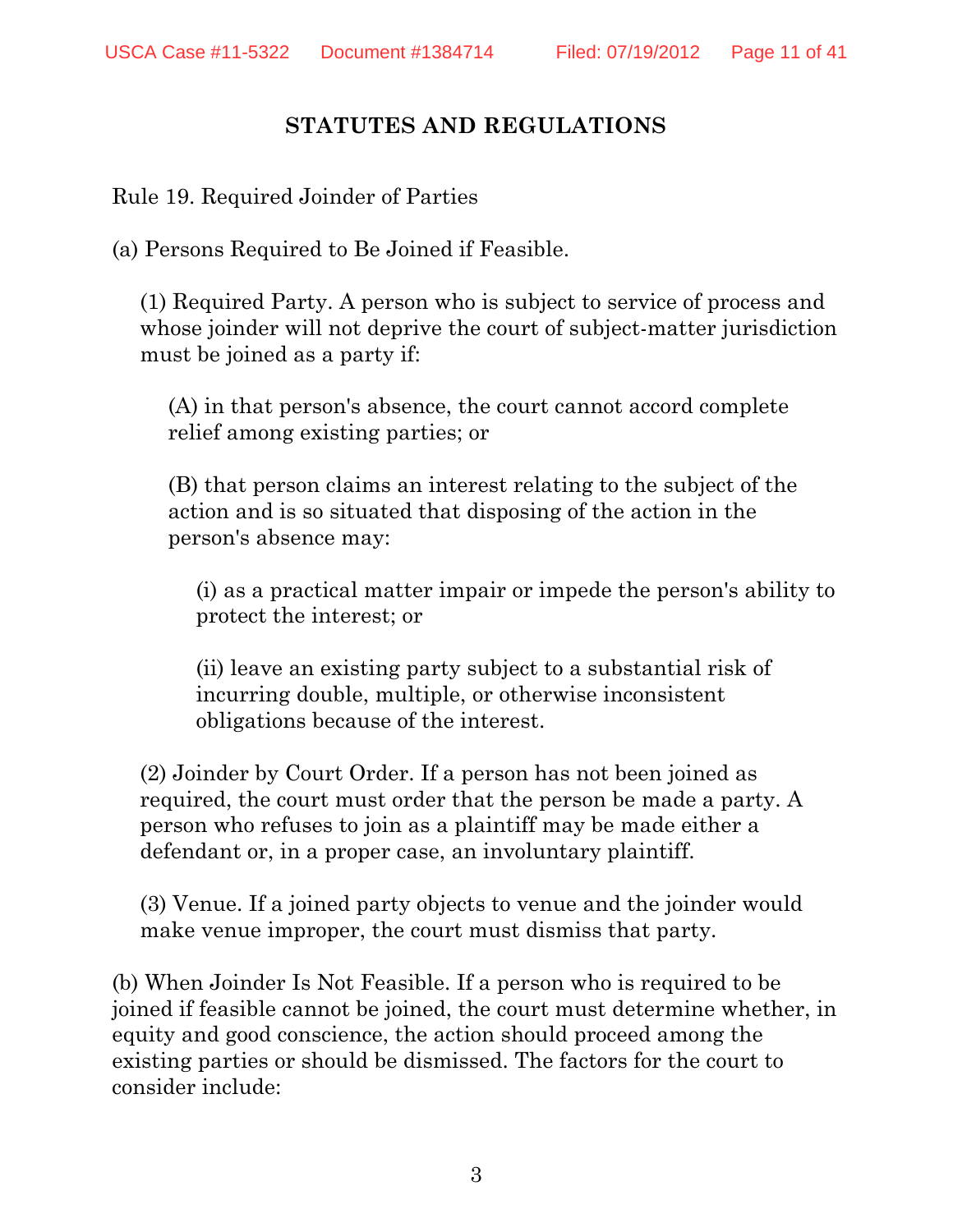## STATUTES AND REGULATIONS

Rule 19. Required Joinder of Parties

(a) Persons Required to Be Joined if Feasible.

> (1) Required Party. A person who is subject to service of process and whose joinder will not deprive the court of subject-matter jurisdiction must be joined as a party if:
>
> > (A) in that person's absence, the court cannot accord complete relief among existing parties; or
> >
> > (B) that person claims an interest relating to the subject of the action and is so situated that disposing of the action in the person's absence may:
> >
> > > (i) as a practical matter impair or impede the person's ability to protect the interest; or
> > >
> > > (ii) leave an existing party subject to a substantial risk of incurring double, multiple, or otherwise inconsistent obligations because of the interest.
>
> (2) Joinder by Court Order. If a person has not been joined as required, the court must order that the person be made a party. A person who refuses to join as a plaintiff may be made either a defendant or, in a proper case, an involuntary plaintiff.
>
> (3) Venue. If a joined party objects to venue and the joinder would make venue improper, the court must dismiss that party.

(b) When Joinder Is Not Feasible. If a person who is required to be joined if feasible cannot be joined, the court must determine whether, in equity and good conscience, the action should proceed among the existing parties or should be dismissed. The factors for the court to consider include: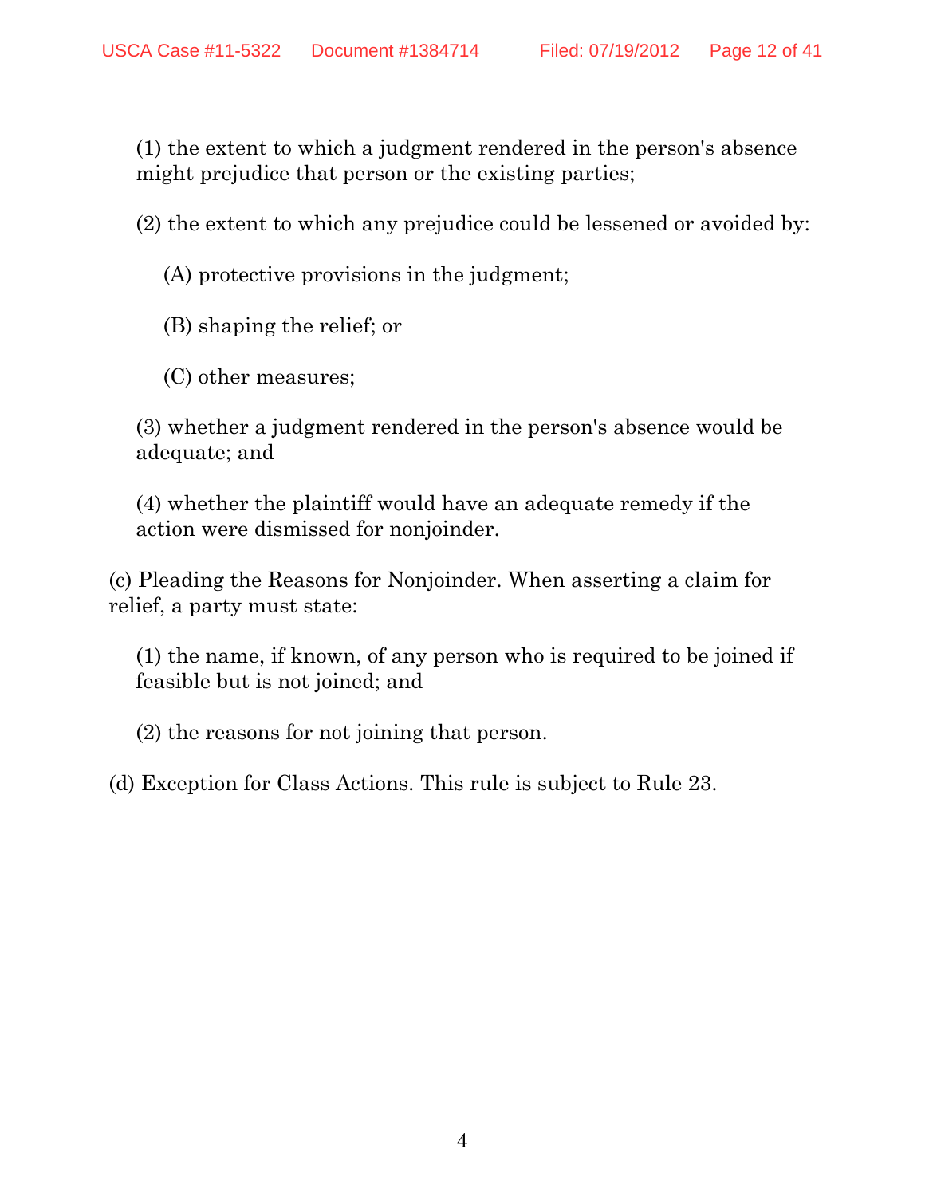(1) the extent to which a judgment rendered in the person's absence might prejudice that person or the existing parties;

(2) the extent to which any prejudice could be lessened or avoided by:

(A) protective provisions in the judgment;

(B) shaping the relief; or

(C) other measures;

(3) whether a judgment rendered in the person's absence would be adequate; and

(4) whether the plaintiff would have an adequate remedy if the action were dismissed for nonjoinder.

(c) Pleading the Reasons for Nonjoinder. When asserting a claim for relief, a party must state:

(1) the name, if known, of any person who is required to be joined if feasible but is not joined; and

(2) the reasons for not joining that person.

(d) Exception for Class Actions. This rule is subject to Rule 23.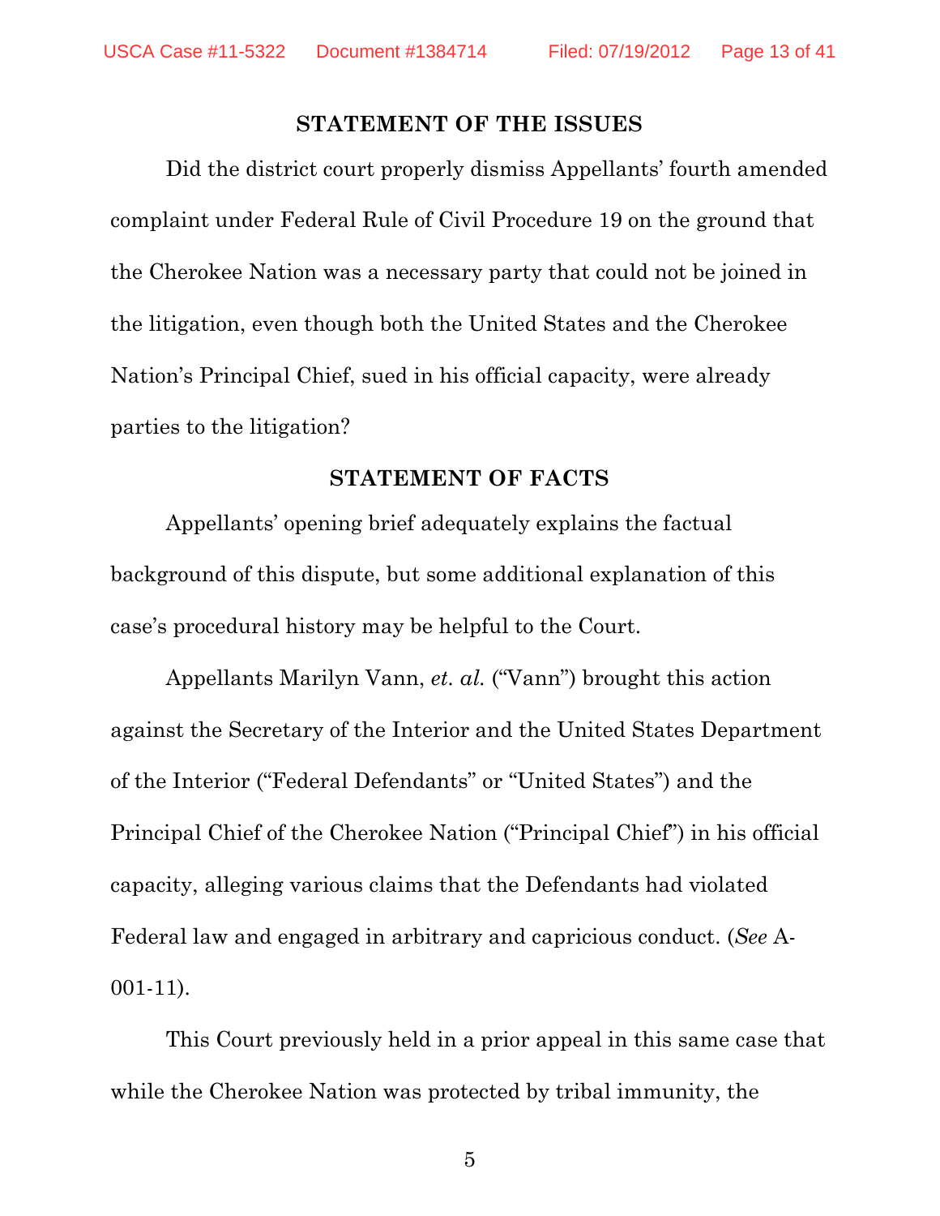## STATEMENT OF THE ISSUES

Did the district court properly dismiss Appellants' fourth amended complaint under Federal Rule of Civil Procedure 19 on the ground that the Cherokee Nation was a necessary party that could not be joined in the litigation, even though both the United States and the Cherokee Nation's Principal Chief, sued in his official capacity, were already parties to the litigation?

## STATEMENT OF FACTS

Appellants' opening brief adequately explains the factual background of this dispute, but some additional explanation of this case's procedural history may be helpful to the Court.

Appellants Marilyn Vann, *et. al.* ("Vann") brought this action against the Secretary of the Interior and the United States Department of the Interior ("Federal Defendants" or "United States") and the Principal Chief of the Cherokee Nation ("Principal Chief") in his official capacity, alleging various claims that the Defendants had violated Federal law and engaged in arbitrary and capricious conduct. (*See* A-001-11).

This Court previously held in a prior appeal in this same case that while the Cherokee Nation was protected by tribal immunity, the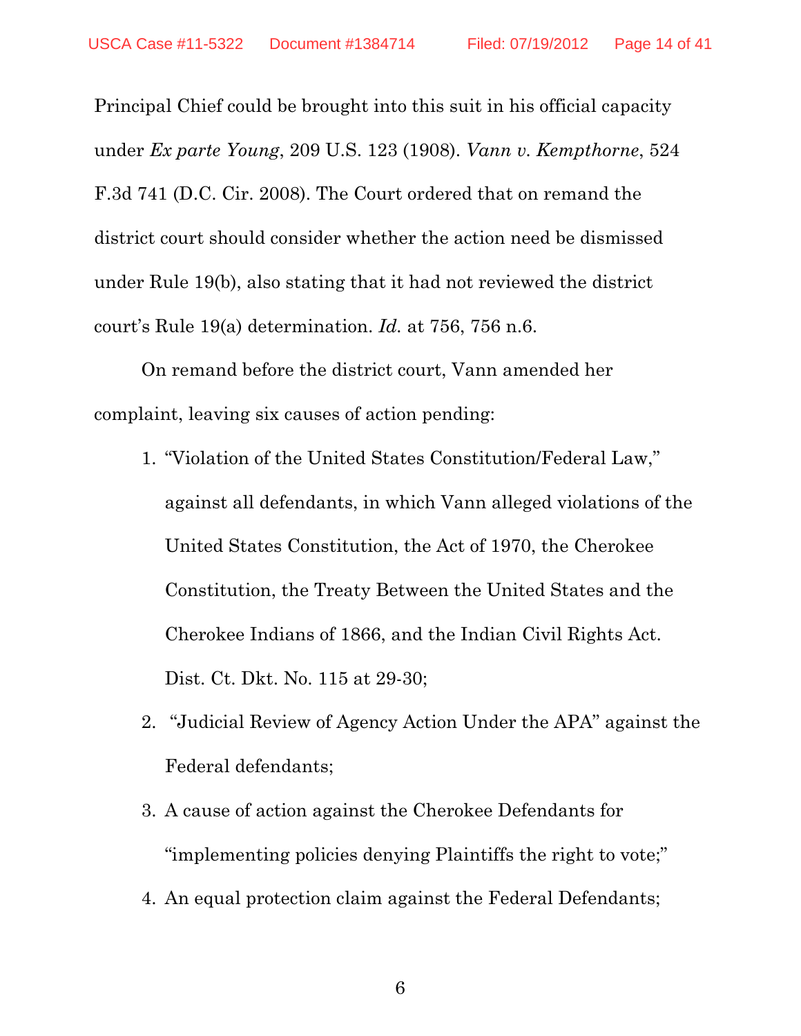Principal Chief could be brought into this suit in his official capacity under *Ex parte Young*, 209 U.S. 123 (1908). *Vann v. Kempthorne*, 524 F.3d 741 (D.C. Cir. 2008). The Court ordered that on remand the district court should consider whether the action need be dismissed under Rule 19(b), also stating that it had not reviewed the district court's Rule 19(a) determination. *Id.* at 756, 756 n.6.

On remand before the district court, Vann amended her complaint, leaving six causes of action pending:

1. "Violation of the United States Constitution/Federal Law," against all defendants, in which Vann alleged violations of the United States Constitution, the Act of 1970, the Cherokee Constitution, the Treaty Between the United States and the Cherokee Indians of 1866, and the Indian Civil Rights Act. Dist. Ct. Dkt. No. 115 at 29-30;
2. "Judicial Review of Agency Action Under the APA" against the Federal defendants;
3. A cause of action against the Cherokee Defendants for "implementing policies denying Plaintiffs the right to vote;"
4. An equal protection claim against the Federal Defendants;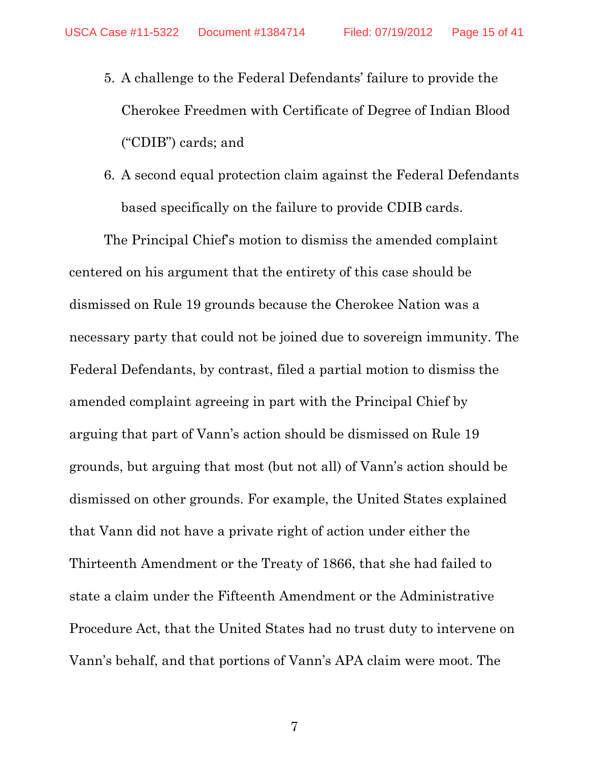5. A challenge to the Federal Defendants' failure to provide the Cherokee Freedmen with Certificate of Degree of Indian Blood ("CDIB") cards; and

6. A second equal protection claim against the Federal Defendants based specifically on the failure to provide CDIB cards.

The Principal Chief's motion to dismiss the amended complaint centered on his argument that the entirety of this case should be dismissed on Rule 19 grounds because the Cherokee Nation was a necessary party that could not be joined due to sovereign immunity. The Federal Defendants, by contrast, filed a partial motion to dismiss the amended complaint agreeing in part with the Principal Chief by arguing that part of Vann's action should be dismissed on Rule 19 grounds, but arguing that most (but not all) of Vann's action should be dismissed on other grounds. For example, the United States explained that Vann did not have a private right of action under either the Thirteenth Amendment or the Treaty of 1866, that she had failed to state a claim under the Fifteenth Amendment or the Administrative Procedure Act, that the United States had no trust duty to intervene on Vann's behalf, and that portions of Vann's APA claim were moot. The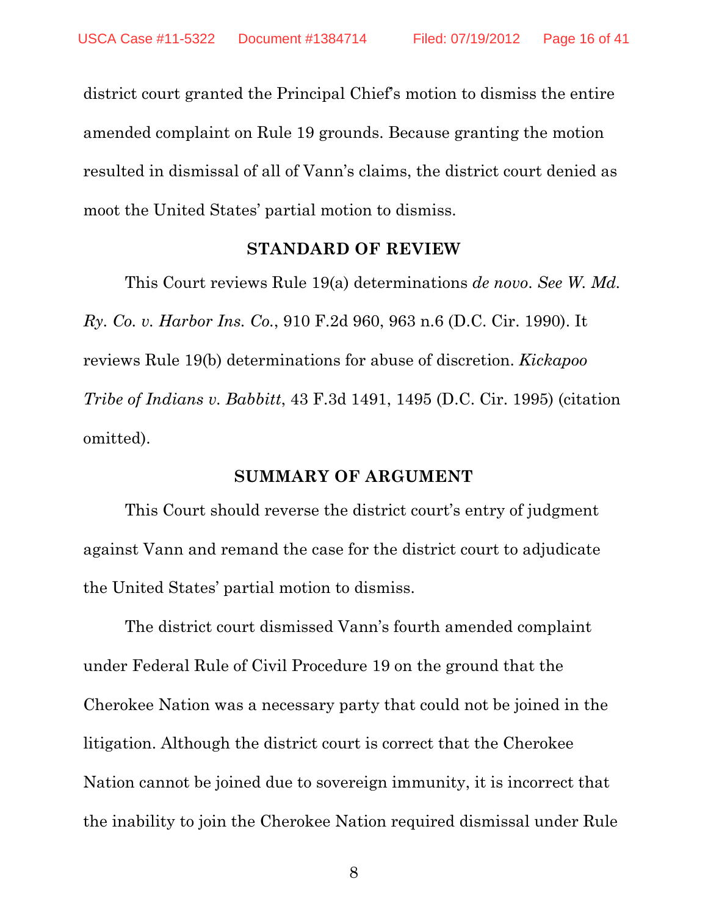district court granted the Principal Chief's motion to dismiss the entire amended complaint on Rule 19 grounds. Because granting the motion resulted in dismissal of all of Vann's claims, the district court denied as moot the United States' partial motion to dismiss.

## STANDARD OF REVIEW

This Court reviews Rule 19(a) determinations *de novo*. *See W. Md. Ry. Co. v. Harbor Ins. Co.*, 910 F.2d 960, 963 n.6 (D.C. Cir. 1990). It reviews Rule 19(b) determinations for abuse of discretion. *Kickapoo Tribe of Indians v. Babbitt*, 43 F.3d 1491, 1495 (D.C. Cir. 1995) (citation omitted).

## SUMMARY OF ARGUMENT

This Court should reverse the district court's entry of judgment against Vann and remand the case for the district court to adjudicate the United States' partial motion to dismiss.

The district court dismissed Vann's fourth amended complaint under Federal Rule of Civil Procedure 19 on the ground that the Cherokee Nation was a necessary party that could not be joined in the litigation. Although the district court is correct that the Cherokee Nation cannot be joined due to sovereign immunity, it is incorrect that the inability to join the Cherokee Nation required dismissal under Rule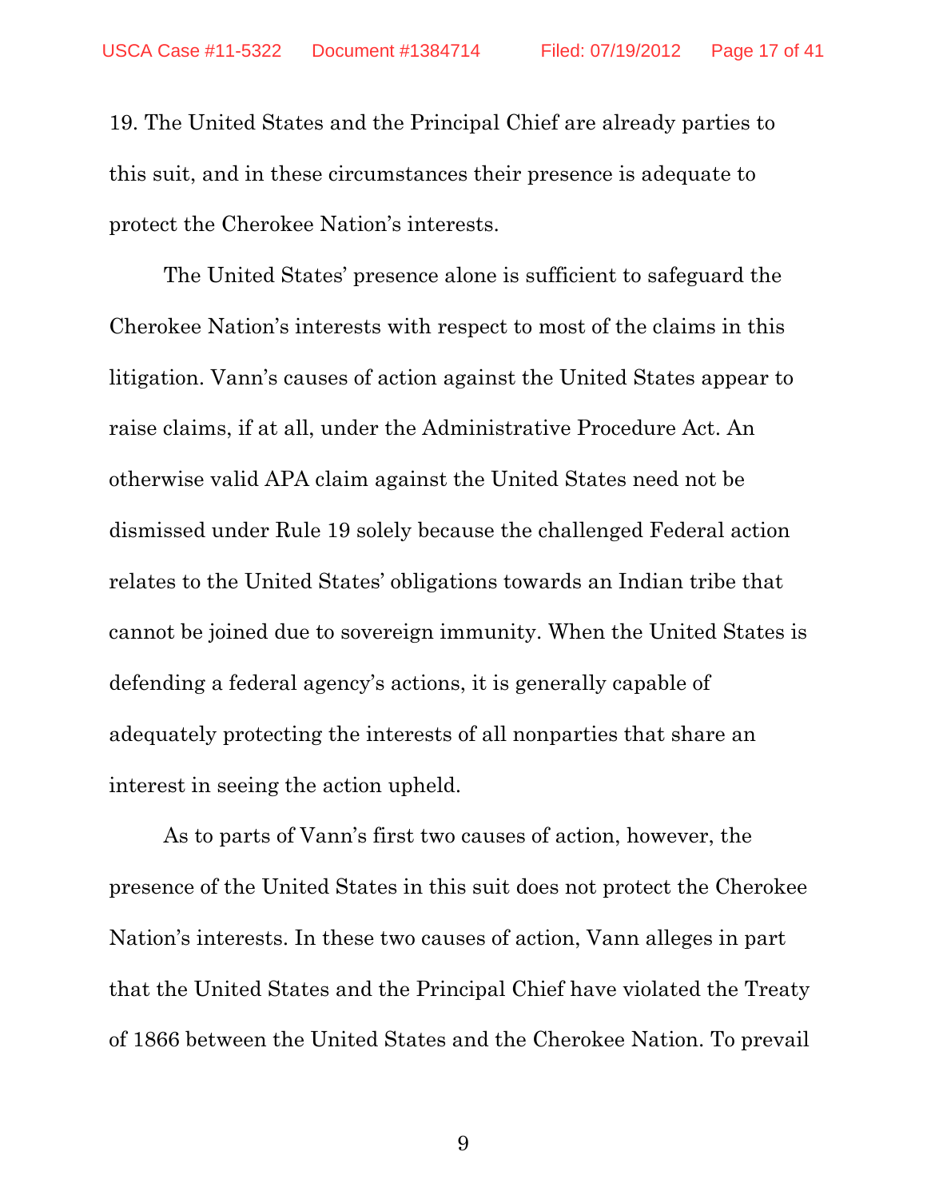19. The United States and the Principal Chief are already parties to this suit, and in these circumstances their presence is adequate to protect the Cherokee Nation's interests.

The United States' presence alone is sufficient to safeguard the Cherokee Nation's interests with respect to most of the claims in this litigation. Vann's causes of action against the United States appear to raise claims, if at all, under the Administrative Procedure Act. An otherwise valid APA claim against the United States need not be dismissed under Rule 19 solely because the challenged Federal action relates to the United States' obligations towards an Indian tribe that cannot be joined due to sovereign immunity. When the United States is defending a federal agency's actions, it is generally capable of adequately protecting the interests of all nonparties that share an interest in seeing the action upheld.

As to parts of Vann's first two causes of action, however, the presence of the United States in this suit does not protect the Cherokee Nation's interests. In these two causes of action, Vann alleges in part that the United States and the Principal Chief have violated the Treaty of 1866 between the United States and the Cherokee Nation. To prevail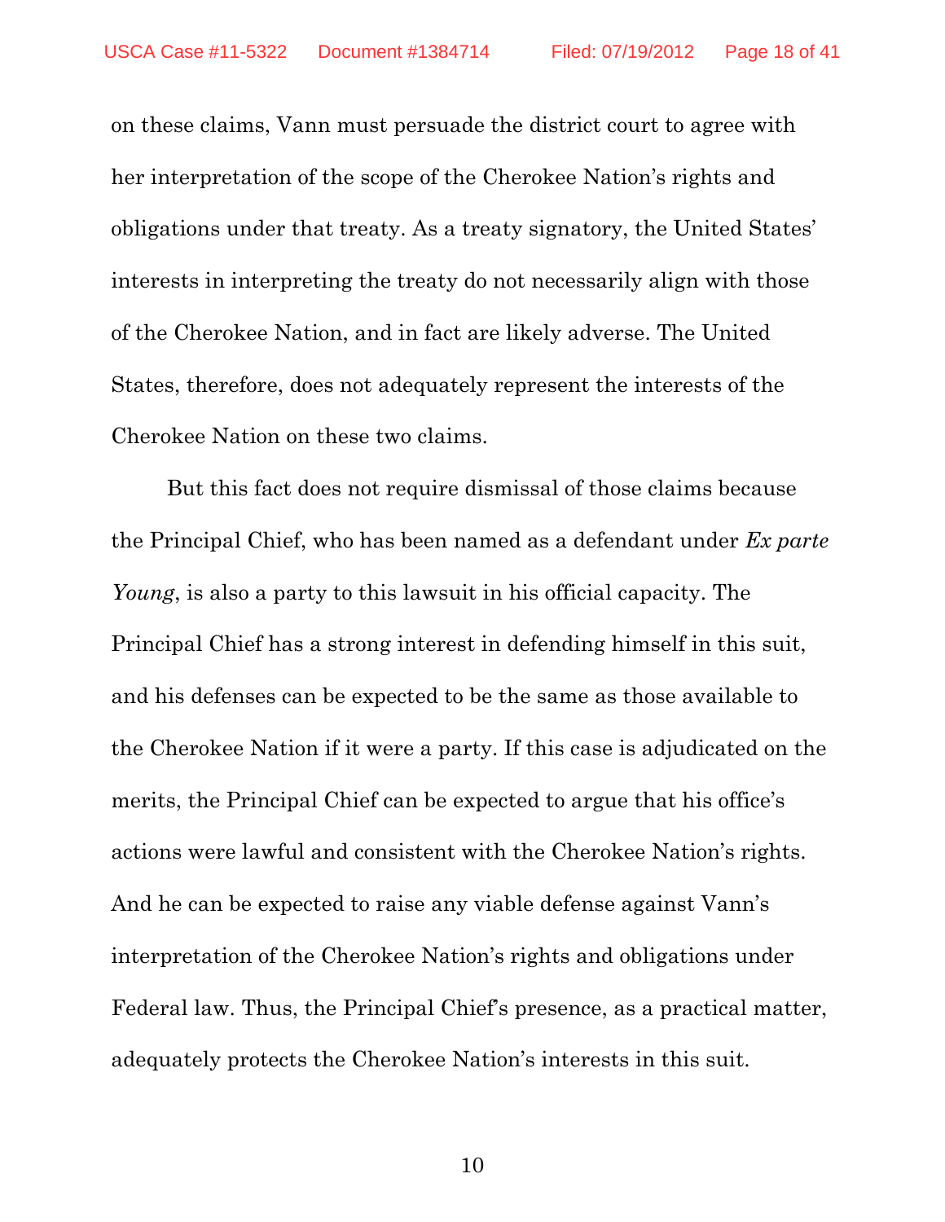on these claims, Vann must persuade the district court to agree with her interpretation of the scope of the Cherokee Nation's rights and obligations under that treaty. As a treaty signatory, the United States' interests in interpreting the treaty do not necessarily align with those of the Cherokee Nation, and in fact are likely adverse. The United States, therefore, does not adequately represent the interests of the Cherokee Nation on these two claims.

But this fact does not require dismissal of those claims because the Principal Chief, who has been named as a defendant under *Ex parte Young*, is also a party to this lawsuit in his official capacity. The Principal Chief has a strong interest in defending himself in this suit, and his defenses can be expected to be the same as those available to the Cherokee Nation if it were a party. If this case is adjudicated on the merits, the Principal Chief can be expected to argue that his office's actions were lawful and consistent with the Cherokee Nation's rights. And he can be expected to raise any viable defense against Vann's interpretation of the Cherokee Nation's rights and obligations under Federal law. Thus, the Principal Chief's presence, as a practical matter, adequately protects the Cherokee Nation's interests in this suit.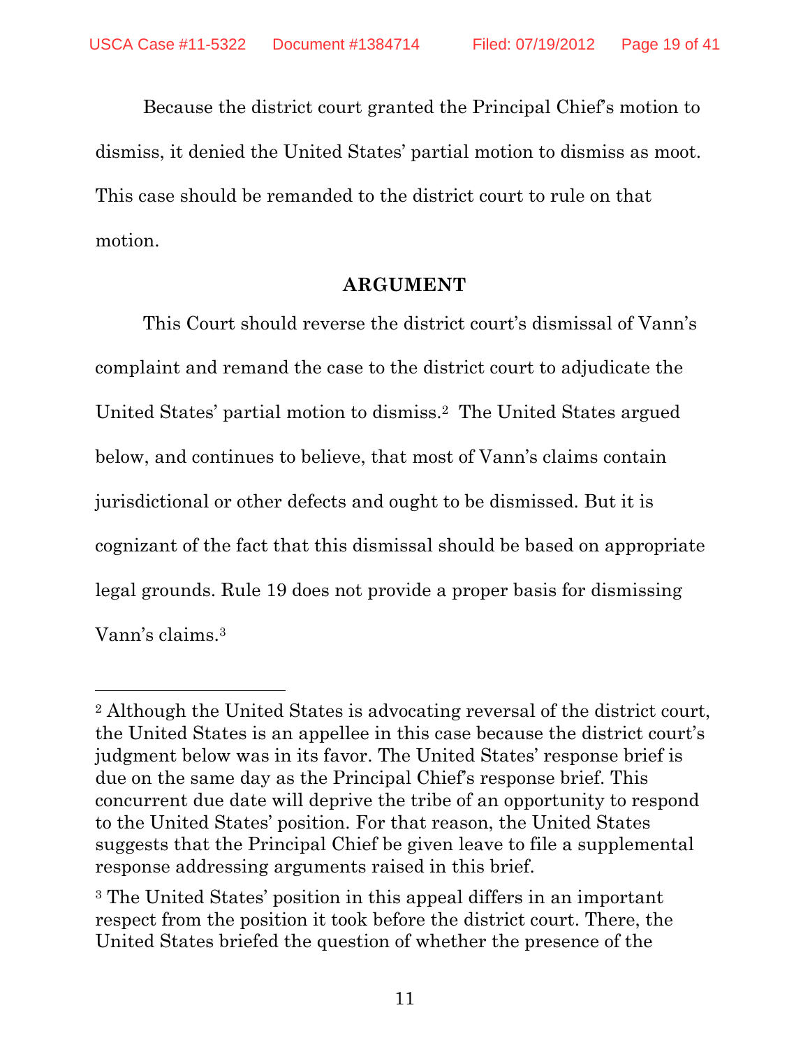Because the district court granted the Principal Chief's motion to dismiss, it denied the United States' partial motion to dismiss as moot. This case should be remanded to the district court to rule on that motion.

## ARGUMENT

This Court should reverse the district court's dismissal of Vann's complaint and remand the case to the district court to adjudicate the United States' partial motion to dismiss.[2] The United States argued below, and continues to believe, that most of Vann's claims contain jurisdictional or other defects and ought to be dismissed. But it is cognizant of the fact that this dismissal should be based on appropriate legal grounds. Rule 19 does not provide a proper basis for dismissing Vann's claims.[3]

---

[2] Although the United States is advocating reversal of the district court, the United States is an appellee in this case because the district court's judgment below was in its favor. The United States' response brief is due on the same day as the Principal Chief's response brief. This concurrent due date will deprive the tribe of an opportunity to respond to the United States' position. For that reason, the United States suggests that the Principal Chief be given leave to file a supplemental response addressing arguments raised in this brief.

[3] The United States' position in this appeal differs in an important respect from the position it took before the district court. There, the United States briefed the question of whether the presence of the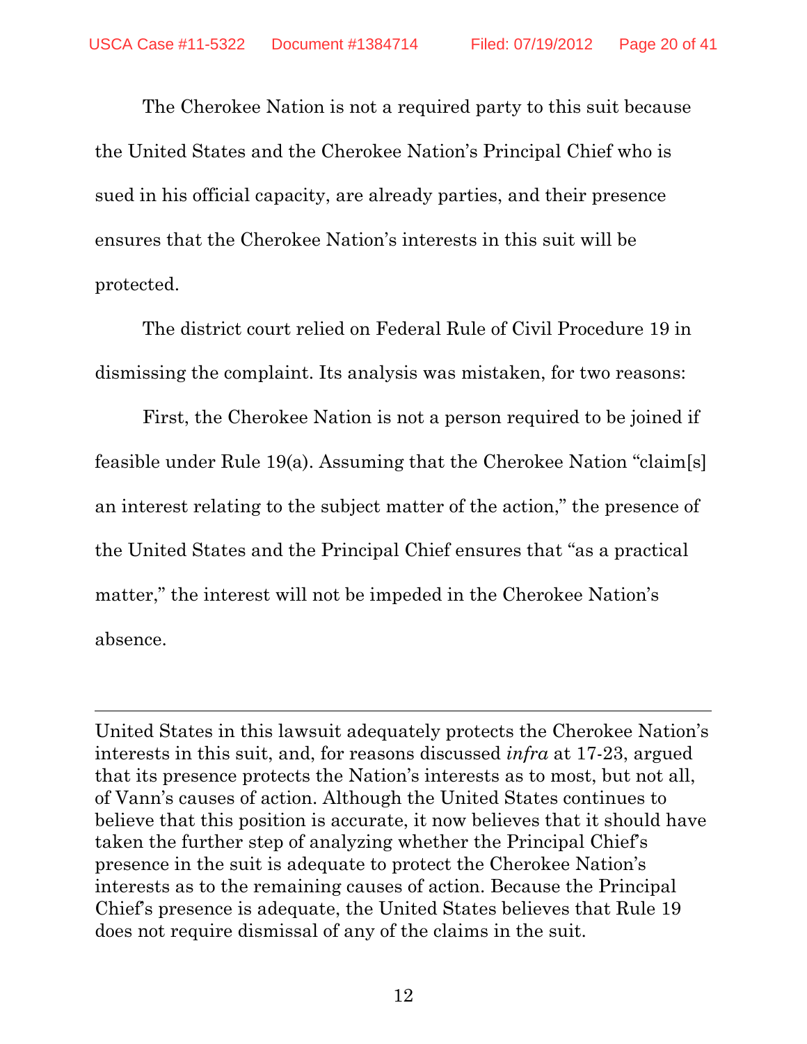The Cherokee Nation is not a required party to this suit because the United States and the Cherokee Nation's Principal Chief who is sued in his official capacity, are already parties, and their presence ensures that the Cherokee Nation's interests in this suit will be protected.

The district court relied on Federal Rule of Civil Procedure 19 in dismissing the complaint. Its analysis was mistaken, for two reasons:

First, the Cherokee Nation is not a person required to be joined if feasible under Rule 19(a). Assuming that the Cherokee Nation "claim[s] an interest relating to the subject matter of the action," the presence of the United States and the Principal Chief ensures that "as a practical matter," the interest will not be impeded in the Cherokee Nation's absence.

---

United States in this lawsuit adequately protects the Cherokee Nation's interests in this suit, and, for reasons discussed *infra* at 17-23, argued that its presence protects the Nation's interests as to most, but not all, of Vann's causes of action. Although the United States continues to believe that this position is accurate, it now believes that it should have taken the further step of analyzing whether the Principal Chief's presence in the suit is adequate to protect the Cherokee Nation's interests as to the remaining causes of action. Because the Principal Chief's presence is adequate, the United States believes that Rule 19 does not require dismissal of any of the claims in the suit.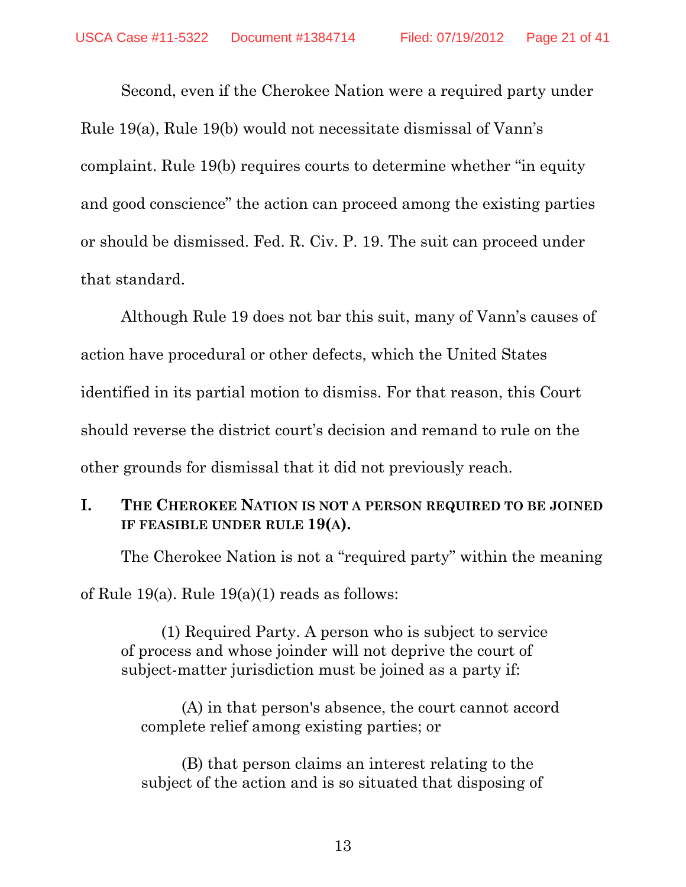Second, even if the Cherokee Nation were a required party under Rule 19(a), Rule 19(b) would not necessitate dismissal of Vann's complaint. Rule 19(b) requires courts to determine whether "in equity and good conscience" the action can proceed among the existing parties or should be dismissed. Fed. R. Civ. P. 19. The suit can proceed under that standard.

Although Rule 19 does not bar this suit, many of Vann's causes of action have procedural or other defects, which the United States identified in its partial motion to dismiss. For that reason, this Court should reverse the district court's decision and remand to rule on the other grounds for dismissal that it did not previously reach.

## I. THE CHEROKEE NATION IS NOT A PERSON REQUIRED TO BE JOINED IF FEASIBLE UNDER RULE 19(A).

The Cherokee Nation is not a "required party" within the meaning of Rule 19(a). Rule 19(a)(1) reads as follows:

> (1) Required Party. A person who is subject to service of process and whose joinder will not deprive the court of subject-matter jurisdiction must be joined as a party if:
>
> (A) in that person's absence, the court cannot accord complete relief among existing parties; or
>
> (B) that person claims an interest relating to the subject of the action and is so situated that disposing of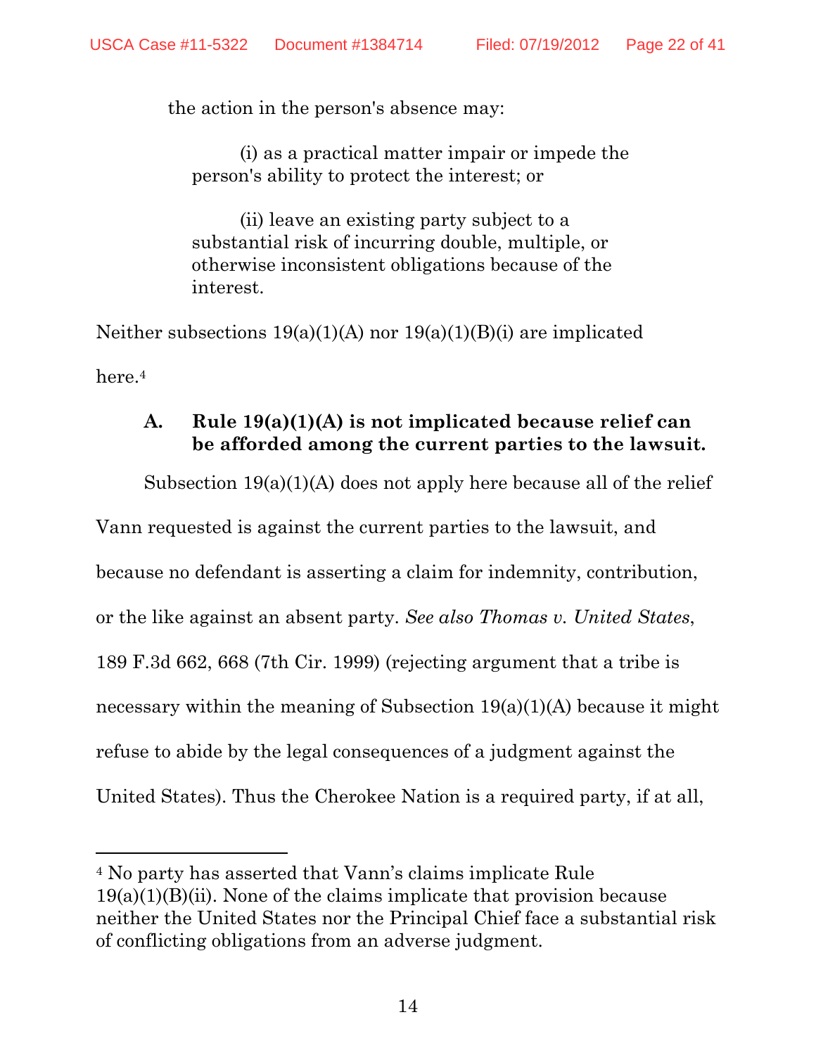the action in the person's absence may:

> (i) as a practical matter impair or impede the person's ability to protect the interest; or
>
> (ii) leave an existing party subject to a substantial risk of incurring double, multiple, or otherwise inconsistent obligations because of the interest.

Neither subsections 19(a)(1)(A) nor 19(a)(1)(B)(i) are implicated here.[4]

### A. Rule 19(a)(1)(A) is not implicated because relief can be afforded among the current parties to the lawsuit.

Subsection 19(a)(1)(A) does not apply here because all of the relief Vann requested is against the current parties to the lawsuit, and because no defendant is asserting a claim for indemnity, contribution, or the like against an absent party. *See also Thomas v. United States*, 189 F.3d 662, 668 (7th Cir. 1999) (rejecting argument that a tribe is necessary within the meaning of Subsection 19(a)(1)(A) because it might refuse to abide by the legal consequences of a judgment against the United States). Thus the Cherokee Nation is a required party, if at all,

---

[4] No party has asserted that Vann's claims implicate Rule 19(a)(1)(B)(ii). None of the claims implicate that provision because neither the United States nor the Principal Chief face a substantial risk of conflicting obligations from an adverse judgment.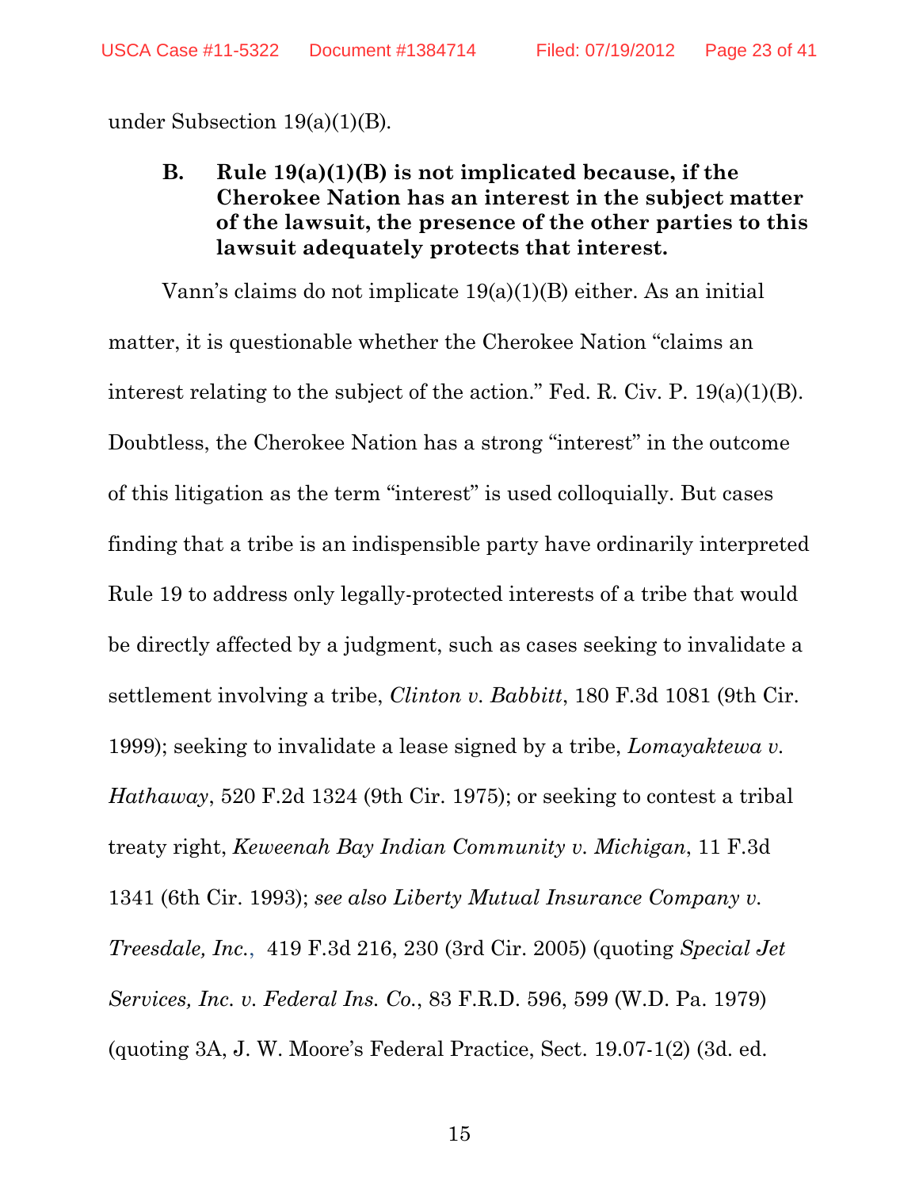under Subsection 19(a)(1)(B).

### B. Rule 19(a)(1)(B) is not implicated because, if the Cherokee Nation has an interest in the subject matter of the lawsuit, the presence of the other parties to this lawsuit adequately protects that interest.

Vann's claims do not implicate 19(a)(1)(B) either. As an initial matter, it is questionable whether the Cherokee Nation "claims an interest relating to the subject of the action." Fed. R. Civ. P. 19(a)(1)(B). Doubtless, the Cherokee Nation has a strong "interest" in the outcome of this litigation as the term "interest" is used colloquially. But cases finding that a tribe is an indispensible party have ordinarily interpreted Rule 19 to address only legally-protected interests of a tribe that would be directly affected by a judgment, such as cases seeking to invalidate a settlement involving a tribe, *Clinton v. Babbitt*, 180 F.3d 1081 (9th Cir. 1999); seeking to invalidate a lease signed by a tribe, *Lomayaktewa v. Hathaway*, 520 F.2d 1324 (9th Cir. 1975); or seeking to contest a tribal treaty right, *Keweenah Bay Indian Community v. Michigan*, 11 F.3d 1341 (6th Cir. 1993); *see also Liberty Mutual Insurance Company v. Treesdale, Inc.*, 419 F.3d 216, 230 (3rd Cir. 2005) (quoting *Special Jet Services, Inc. v. Federal Ins. Co.*, 83 F.R.D. 596, 599 (W.D. Pa. 1979) (quoting 3A, J. W. Moore's Federal Practice, Sect. 19.07-1(2) (3d. ed.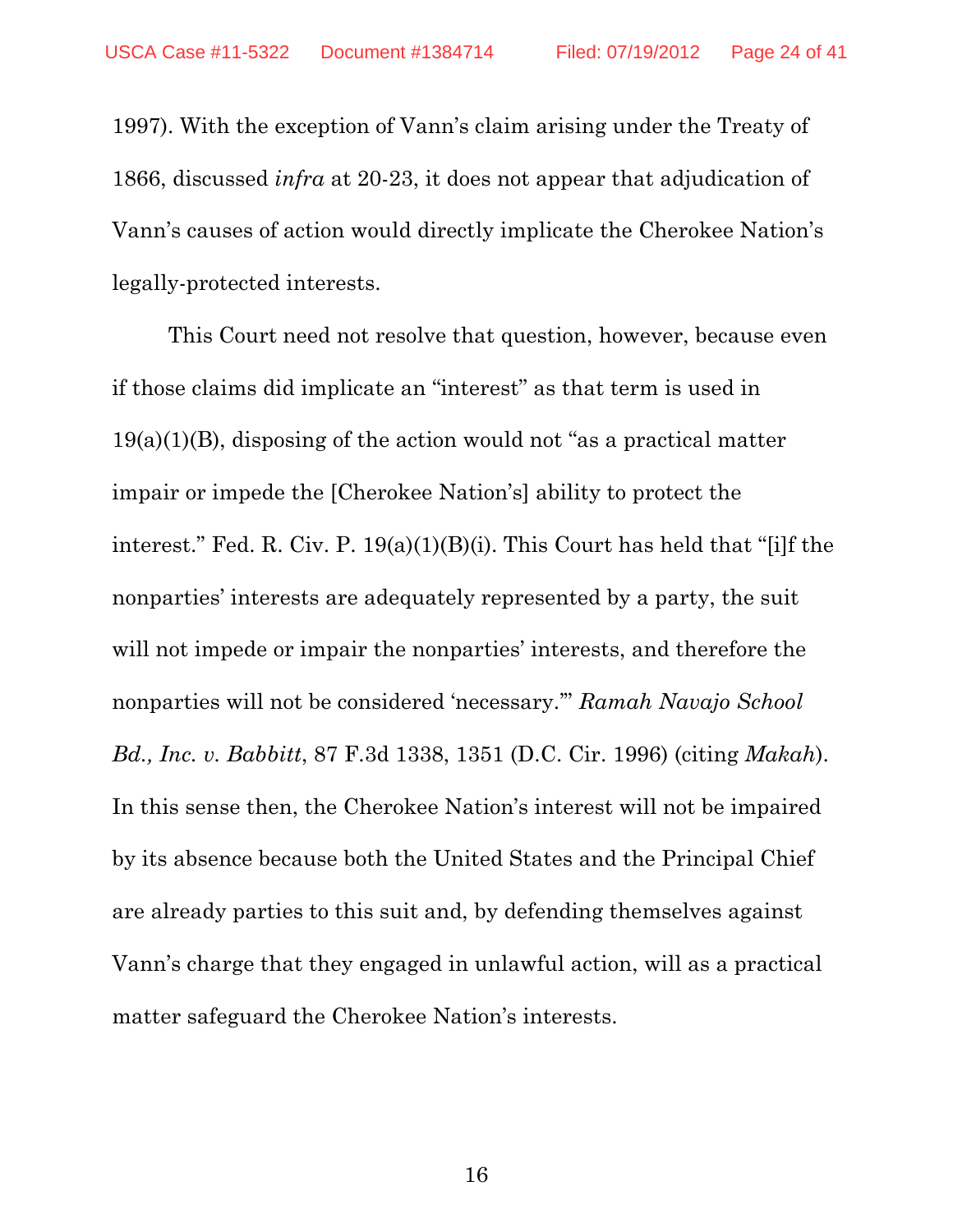1997). With the exception of Vann's claim arising under the Treaty of 1866, discussed *infra* at 20-23, it does not appear that adjudication of Vann's causes of action would directly implicate the Cherokee Nation's legally-protected interests.

This Court need not resolve that question, however, because even if those claims did implicate an "interest" as that term is used in 19(a)(1)(B), disposing of the action would not "as a practical matter impair or impede the [Cherokee Nation's] ability to protect the interest." Fed. R. Civ. P. 19(a)(1)(B)(i). This Court has held that "[i]f the nonparties' interests are adequately represented by a party, the suit will not impede or impair the nonparties' interests, and therefore the nonparties will not be considered 'necessary.'" *Ramah Navajo School Bd., Inc. v. Babbitt*, 87 F.3d 1338, 1351 (D.C. Cir. 1996) (citing *Makah*). In this sense then, the Cherokee Nation's interest will not be impaired by its absence because both the United States and the Principal Chief are already parties to this suit and, by defending themselves against Vann's charge that they engaged in unlawful action, will as a practical matter safeguard the Cherokee Nation's interests.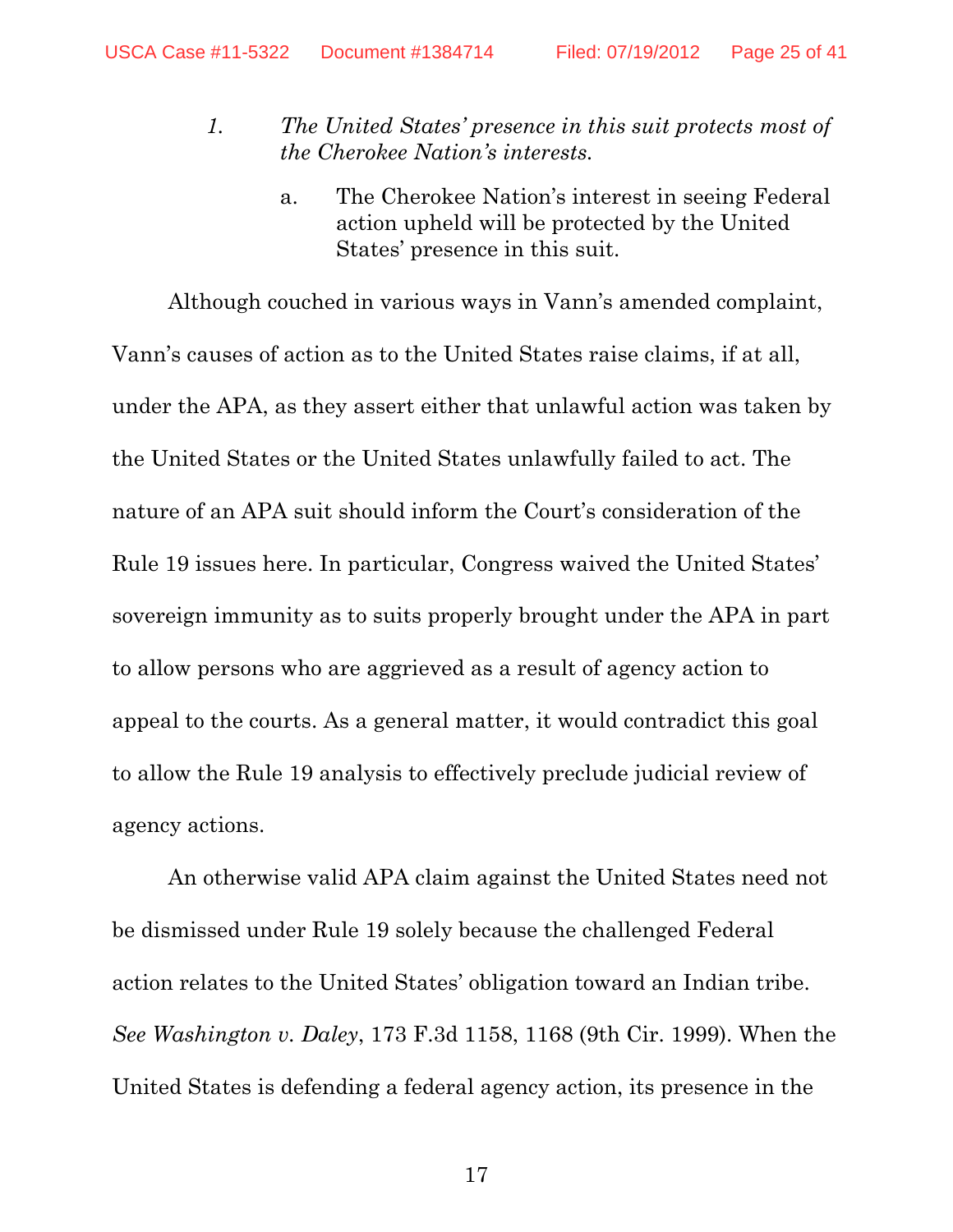1. *The United States' presence in this suit protects most of the Cherokee Nation's interests.*

   a. The Cherokee Nation's interest in seeing Federal action upheld will be protected by the United States' presence in this suit.

Although couched in various ways in Vann's amended complaint, Vann's causes of action as to the United States raise claims, if at all, under the APA, as they assert either that unlawful action was taken by the United States or the United States unlawfully failed to act. The nature of an APA suit should inform the Court's consideration of the Rule 19 issues here. In particular, Congress waived the United States' sovereign immunity as to suits properly brought under the APA in part to allow persons who are aggrieved as a result of agency action to appeal to the courts. As a general matter, it would contradict this goal to allow the Rule 19 analysis to effectively preclude judicial review of agency actions.

An otherwise valid APA claim against the United States need not be dismissed under Rule 19 solely because the challenged Federal action relates to the United States' obligation toward an Indian tribe. *See Washington v. Daley*, 173 F.3d 1158, 1168 (9th Cir. 1999). When the United States is defending a federal agency action, its presence in the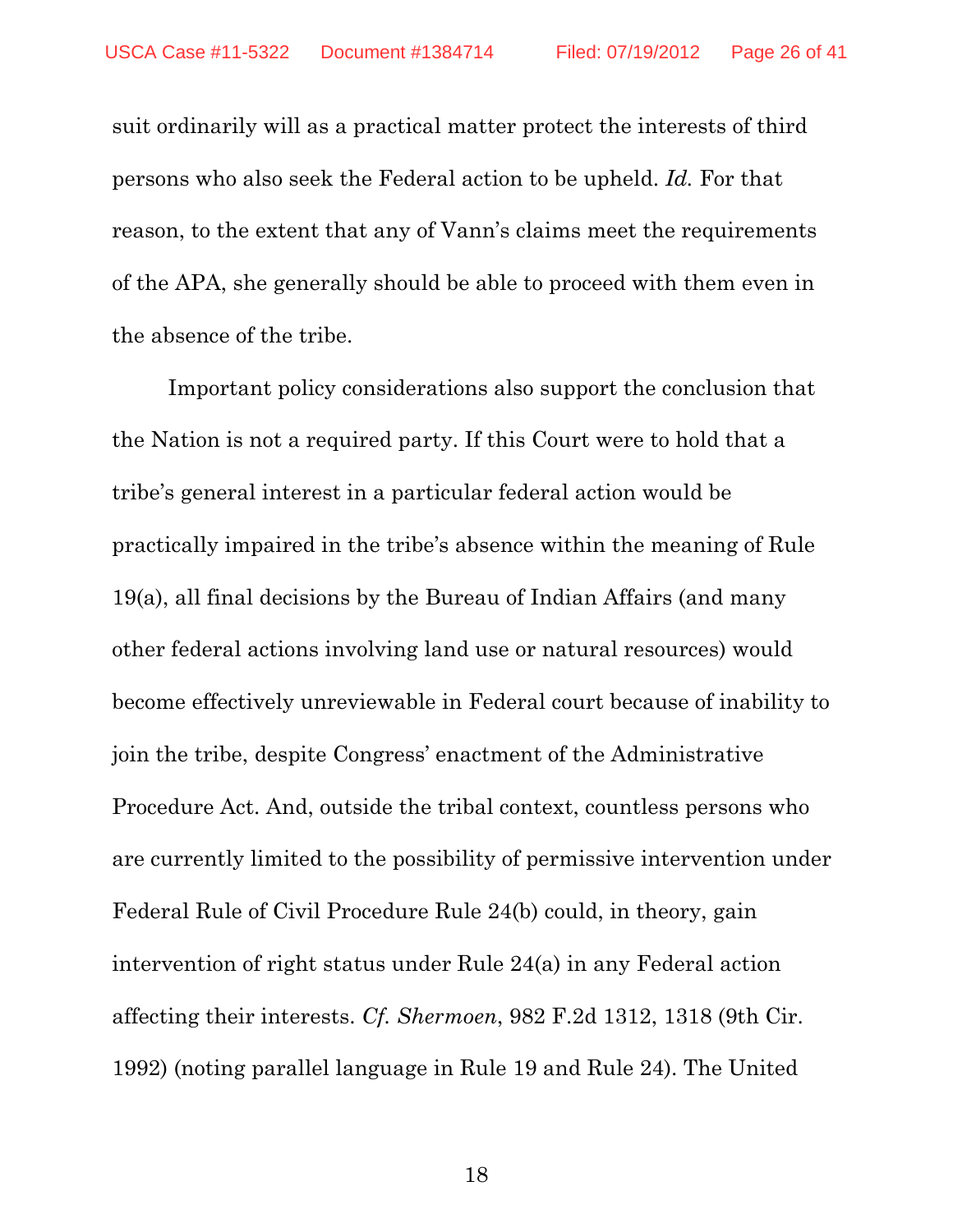suit ordinarily will as a practical matter protect the interests of third persons who also seek the Federal action to be upheld. *Id.* For that reason, to the extent that any of Vann's claims meet the requirements of the APA, she generally should be able to proceed with them even in the absence of the tribe.

Important policy considerations also support the conclusion that the Nation is not a required party. If this Court were to hold that a tribe's general interest in a particular federal action would be practically impaired in the tribe's absence within the meaning of Rule 19(a), all final decisions by the Bureau of Indian Affairs (and many other federal actions involving land use or natural resources) would become effectively unreviewable in Federal court because of inability to join the tribe, despite Congress' enactment of the Administrative Procedure Act. And, outside the tribal context, countless persons who are currently limited to the possibility of permissive intervention under Federal Rule of Civil Procedure Rule 24(b) could, in theory, gain intervention of right status under Rule 24(a) in any Federal action affecting their interests. *Cf. Shermoen*, 982 F.2d 1312, 1318 (9th Cir. 1992) (noting parallel language in Rule 19 and Rule 24). The United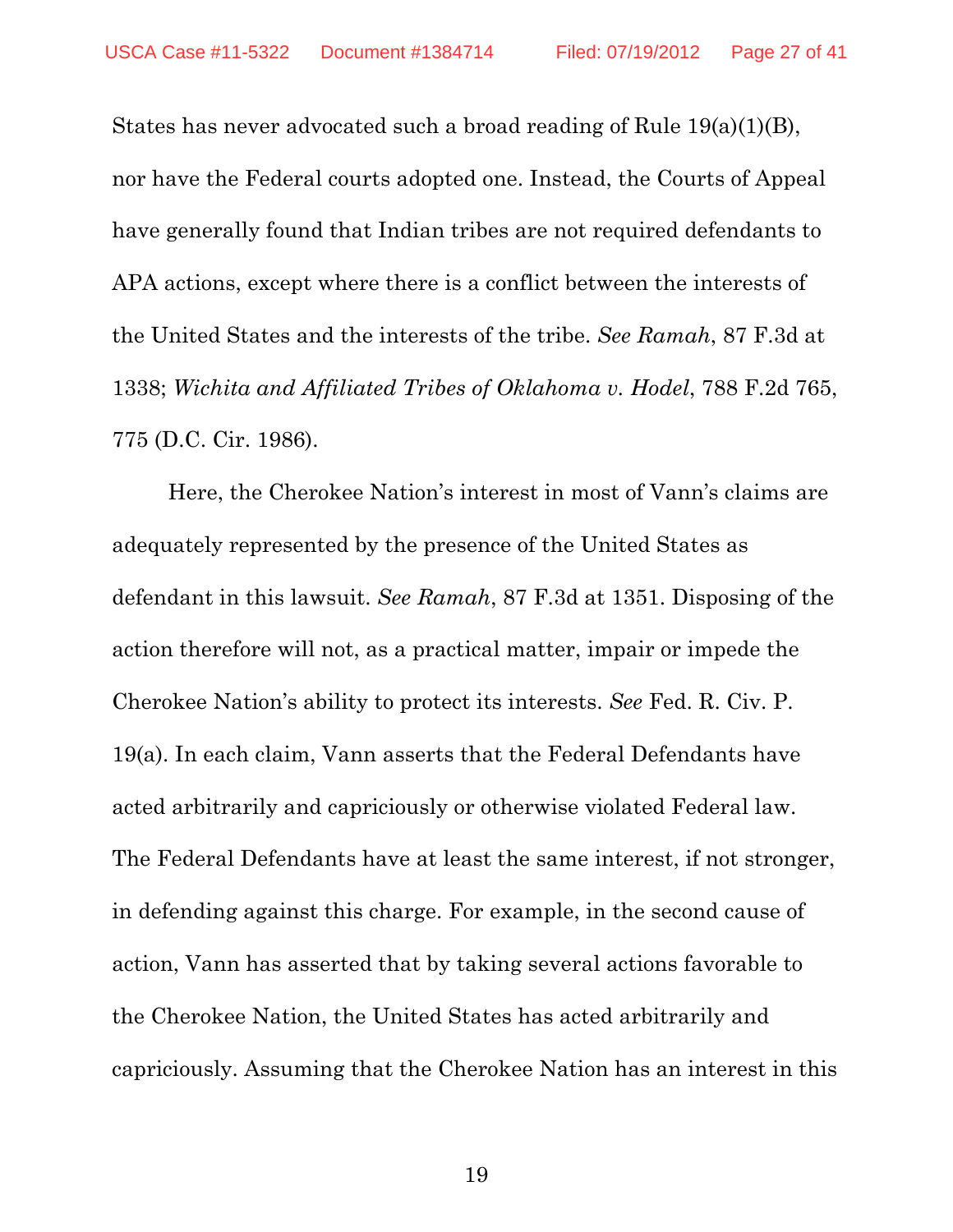States has never advocated such a broad reading of Rule 19(a)(1)(B), nor have the Federal courts adopted one. Instead, the Courts of Appeal have generally found that Indian tribes are not required defendants to APA actions, except where there is a conflict between the interests of the United States and the interests of the tribe. *See Ramah*, 87 F.3d at 1338; *Wichita and Affiliated Tribes of Oklahoma v. Hodel*, 788 F.2d 765, 775 (D.C. Cir. 1986).

Here, the Cherokee Nation's interest in most of Vann's claims are adequately represented by the presence of the United States as defendant in this lawsuit. *See Ramah*, 87 F.3d at 1351. Disposing of the action therefore will not, as a practical matter, impair or impede the Cherokee Nation's ability to protect its interests. *See* Fed. R. Civ. P. 19(a). In each claim, Vann asserts that the Federal Defendants have acted arbitrarily and capriciously or otherwise violated Federal law. The Federal Defendants have at least the same interest, if not stronger, in defending against this charge. For example, in the second cause of action, Vann has asserted that by taking several actions favorable to the Cherokee Nation, the United States has acted arbitrarily and capriciously. Assuming that the Cherokee Nation has an interest in this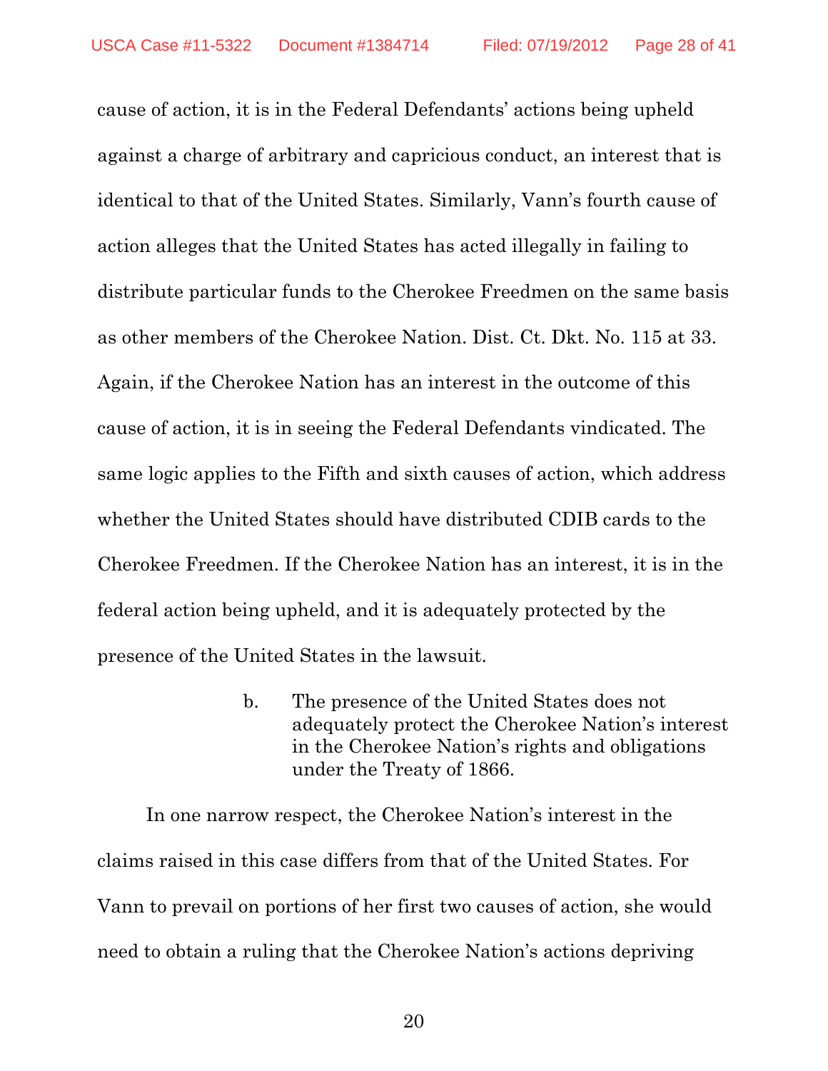cause of action, it is in the Federal Defendants' actions being upheld against a charge of arbitrary and capricious conduct, an interest that is identical to that of the United States. Similarly, Vann's fourth cause of action alleges that the United States has acted illegally in failing to distribute particular funds to the Cherokee Freedmen on the same basis as other members of the Cherokee Nation. Dist. Ct. Dkt. No. 115 at 33. Again, if the Cherokee Nation has an interest in the outcome of this cause of action, it is in seeing the Federal Defendants vindicated. The same logic applies to the Fifth and sixth causes of action, which address whether the United States should have distributed CDIB cards to the Cherokee Freedmen. If the Cherokee Nation has an interest, it is in the federal action being upheld, and it is adequately protected by the presence of the United States in the lawsuit.

#### b. The presence of the United States does not adequately protect the Cherokee Nation's interest in the Cherokee Nation's rights and obligations under the Treaty of 1866.

In one narrow respect, the Cherokee Nation's interest in the claims raised in this case differs from that of the United States. For Vann to prevail on portions of her first two causes of action, she would need to obtain a ruling that the Cherokee Nation's actions depriving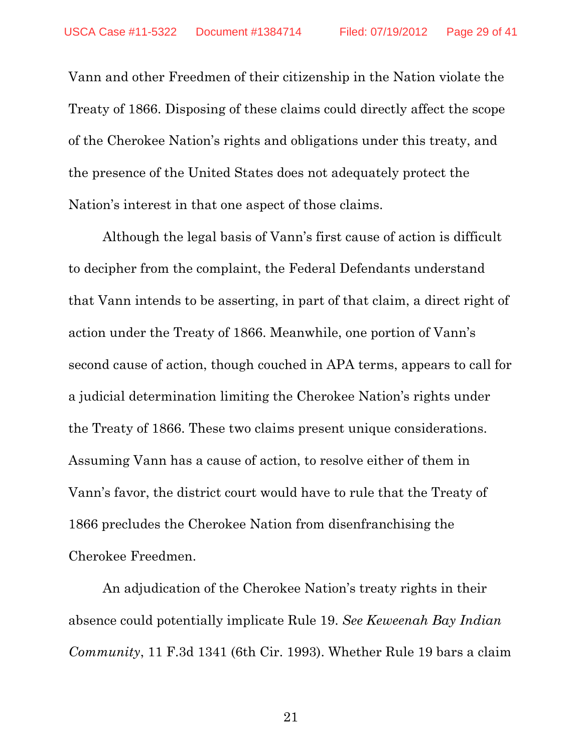Vann and other Freedmen of their citizenship in the Nation violate the Treaty of 1866. Disposing of these claims could directly affect the scope of the Cherokee Nation's rights and obligations under this treaty, and the presence of the United States does not adequately protect the Nation's interest in that one aspect of those claims.

Although the legal basis of Vann's first cause of action is difficult to decipher from the complaint, the Federal Defendants understand that Vann intends to be asserting, in part of that claim, a direct right of action under the Treaty of 1866. Meanwhile, one portion of Vann's second cause of action, though couched in APA terms, appears to call for a judicial determination limiting the Cherokee Nation's rights under the Treaty of 1866. These two claims present unique considerations. Assuming Vann has a cause of action, to resolve either of them in Vann's favor, the district court would have to rule that the Treaty of 1866 precludes the Cherokee Nation from disenfranchising the Cherokee Freedmen.

An adjudication of the Cherokee Nation's treaty rights in their absence could potentially implicate Rule 19. *See Keweenah Bay Indian Community*, 11 F.3d 1341 (6th Cir. 1993). Whether Rule 19 bars a claim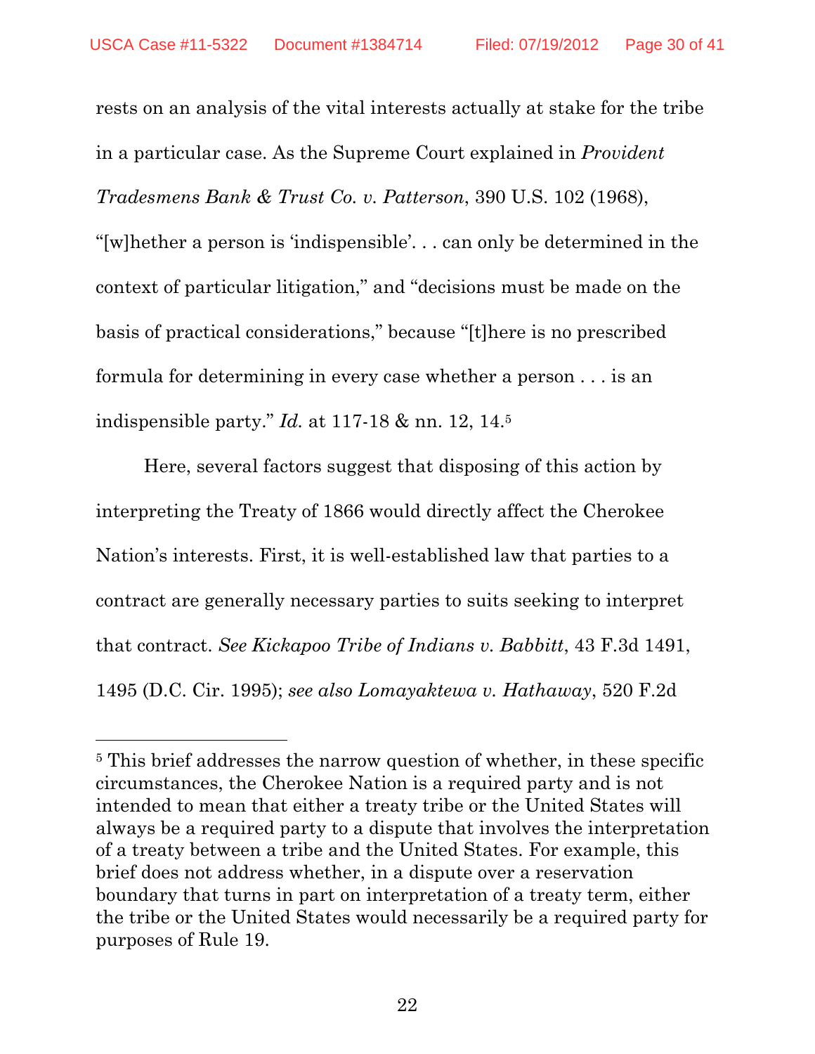rests on an analysis of the vital interests actually at stake for the tribe in a particular case. As the Supreme Court explained in *Provident Tradesmens Bank & Trust Co. v. Patterson*, 390 U.S. 102 (1968), "[w]hether a person is 'indispensible'. . . can only be determined in the context of particular litigation," and "decisions must be made on the basis of practical considerations," because "[t]here is no prescribed formula for determining in every case whether a person . . . is an indispensible party." *Id.* at 117-18 & nn. 12, 14.[5]

Here, several factors suggest that disposing of this action by interpreting the Treaty of 1866 would directly affect the Cherokee Nation's interests. First, it is well-established law that parties to a contract are generally necessary parties to suits seeking to interpret that contract. *See Kickapoo Tribe of Indians v. Babbitt*, 43 F.3d 1491, 1495 (D.C. Cir. 1995); *see also Lomayaktewa v. Hathaway*, 520 F.2d

---

[5] This brief addresses the narrow question of whether, in these specific circumstances, the Cherokee Nation is a required party and is not intended to mean that either a treaty tribe or the United States will always be a required party to a dispute that involves the interpretation of a treaty between a tribe and the United States. For example, this brief does not address whether, in a dispute over a reservation boundary that turns in part on interpretation of a treaty term, either the tribe or the United States would necessarily be a required party for purposes of Rule 19.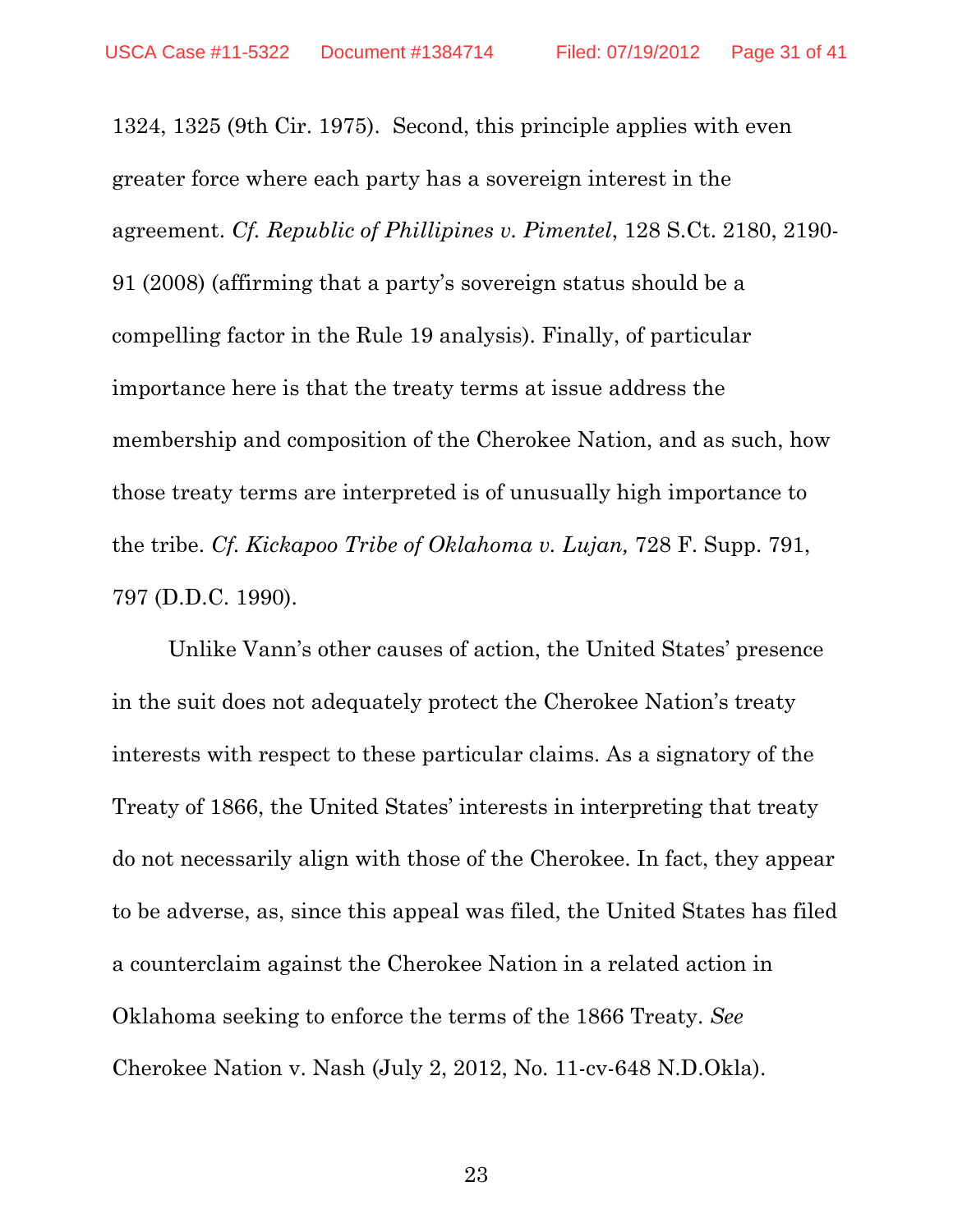1324, 1325 (9th Cir. 1975). Second, this principle applies with even greater force where each party has a sovereign interest in the agreement. *Cf. Republic of Phillipines v. Pimentel*, 128 S.Ct. 2180, 2190-91 (2008) (affirming that a party's sovereign status should be a compelling factor in the Rule 19 analysis). Finally, of particular importance here is that the treaty terms at issue address the membership and composition of the Cherokee Nation, and as such, how those treaty terms are interpreted is of unusually high importance to the tribe. *Cf. Kickapoo Tribe of Oklahoma v. Lujan,* 728 F. Supp. 791, 797 (D.D.C. 1990).

Unlike Vann's other causes of action, the United States' presence in the suit does not adequately protect the Cherokee Nation's treaty interests with respect to these particular claims. As a signatory of the Treaty of 1866, the United States' interests in interpreting that treaty do not necessarily align with those of the Cherokee. In fact, they appear to be adverse, as, since this appeal was filed, the United States has filed a counterclaim against the Cherokee Nation in a related action in Oklahoma seeking to enforce the terms of the 1866 Treaty. *See* Cherokee Nation v. Nash (July 2, 2012, No. 11-cv-648 N.D.Okla).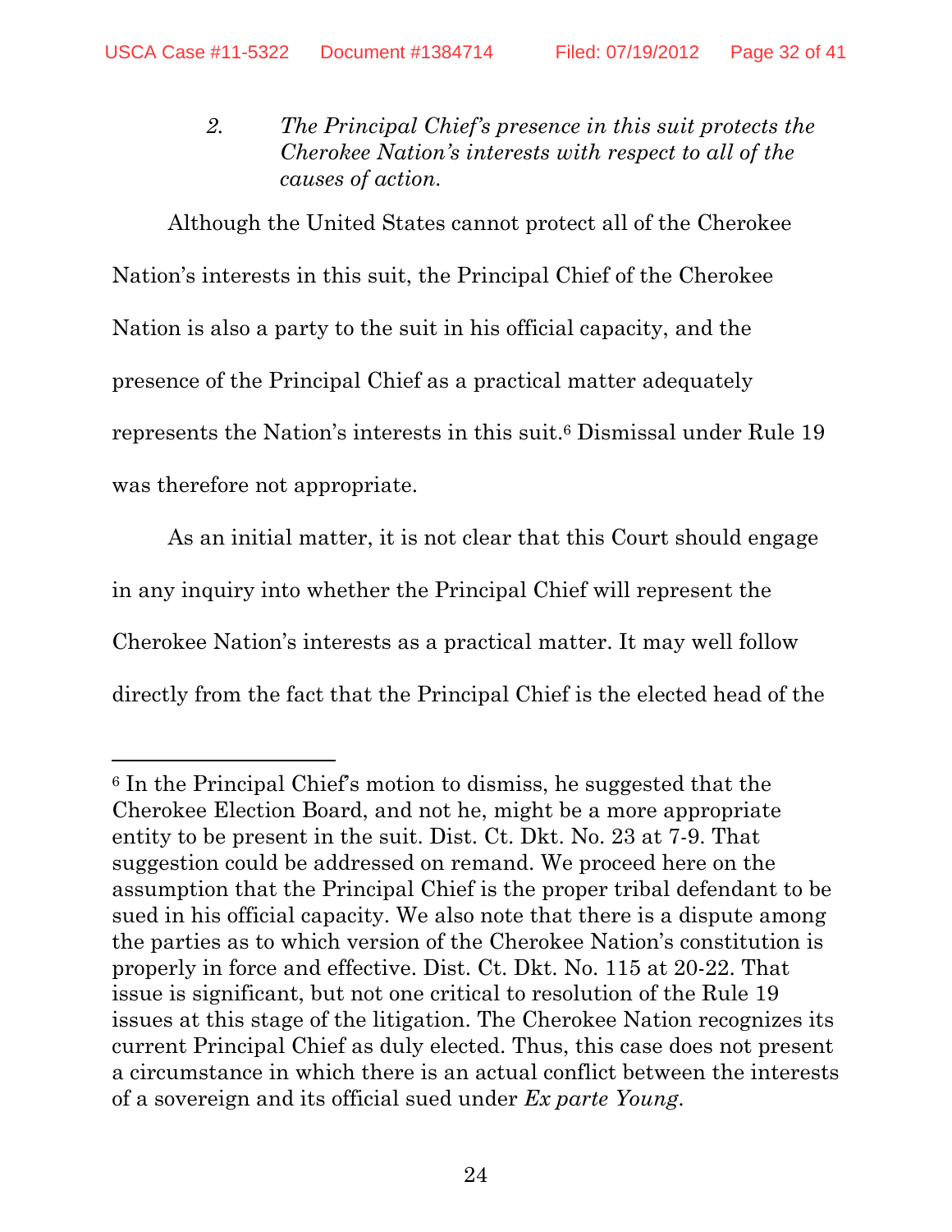2. *The Principal Chief's presence in this suit protects the Cherokee Nation's interests with respect to all of the causes of action.*

Although the United States cannot protect all of the Cherokee Nation's interests in this suit, the Principal Chief of the Cherokee Nation is also a party to the suit in his official capacity, and the presence of the Principal Chief as a practical matter adequately represents the Nation's interests in this suit.[6] Dismissal under Rule 19 was therefore not appropriate.

As an initial matter, it is not clear that this Court should engage in any inquiry into whether the Principal Chief will represent the Cherokee Nation's interests as a practical matter. It may well follow directly from the fact that the Principal Chief is the elected head of the

---

[6] In the Principal Chief's motion to dismiss, he suggested that the Cherokee Election Board, and not he, might be a more appropriate entity to be present in the suit. Dist. Ct. Dkt. No. 23 at 7-9. That suggestion could be addressed on remand. We proceed here on the assumption that the Principal Chief is the proper tribal defendant to be sued in his official capacity. We also note that there is a dispute among the parties as to which version of the Cherokee Nation's constitution is properly in force and effective. Dist. Ct. Dkt. No. 115 at 20-22. That issue is significant, but not one critical to resolution of the Rule 19 issues at this stage of the litigation. The Cherokee Nation recognizes its current Principal Chief as duly elected. Thus, this case does not present a circumstance in which there is an actual conflict between the interests of a sovereign and its official sued under *Ex parte Young*.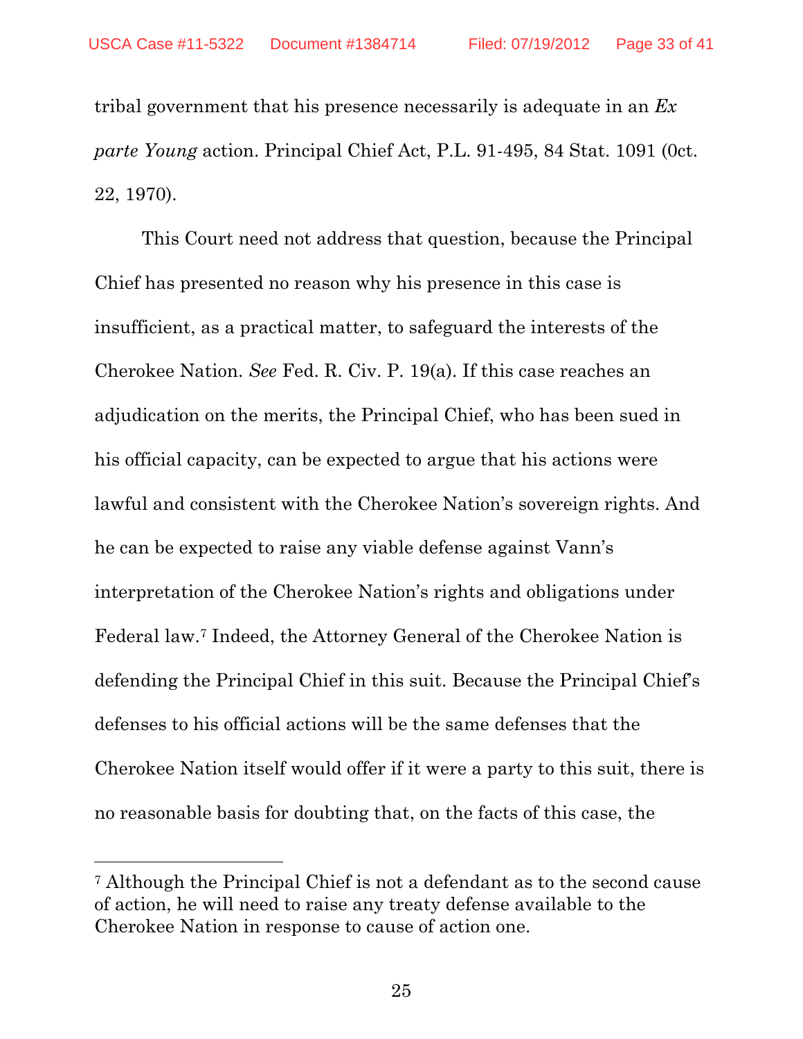tribal government that his presence necessarily is adequate in an *Ex parte Young* action. Principal Chief Act, P.L. 91-495, 84 Stat. 1091 (0ct. 22, 1970).

This Court need not address that question, because the Principal Chief has presented no reason why his presence in this case is insufficient, as a practical matter, to safeguard the interests of the Cherokee Nation. *See* Fed. R. Civ. P. 19(a). If this case reaches an adjudication on the merits, the Principal Chief, who has been sued in his official capacity, can be expected to argue that his actions were lawful and consistent with the Cherokee Nation's sovereign rights. And he can be expected to raise any viable defense against Vann's interpretation of the Cherokee Nation's rights and obligations under Federal law.[7] Indeed, the Attorney General of the Cherokee Nation is defending the Principal Chief in this suit. Because the Principal Chief's defenses to his official actions will be the same defenses that the Cherokee Nation itself would offer if it were a party to this suit, there is no reasonable basis for doubting that, on the facts of this case, the

---

[7] Although the Principal Chief is not a defendant as to the second cause of action, he will need to raise any treaty defense available to the Cherokee Nation in response to cause of action one.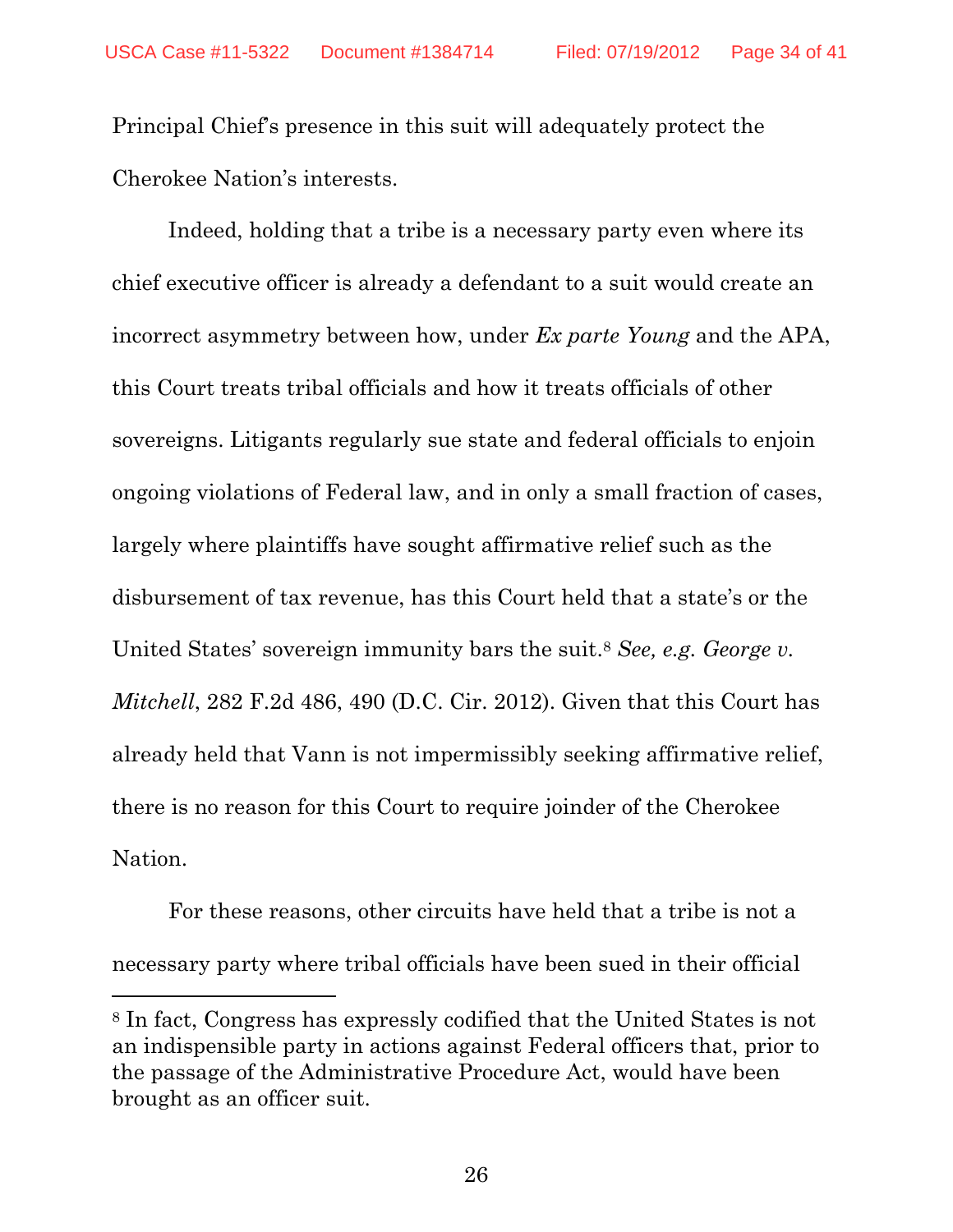Principal Chief's presence in this suit will adequately protect the Cherokee Nation's interests.

Indeed, holding that a tribe is a necessary party even where its chief executive officer is already a defendant to a suit would create an incorrect asymmetry between how, under *Ex parte Young* and the APA, this Court treats tribal officials and how it treats officials of other sovereigns. Litigants regularly sue state and federal officials to enjoin ongoing violations of Federal law, and in only a small fraction of cases, largely where plaintiffs have sought affirmative relief such as the disbursement of tax revenue, has this Court held that a state's or the United States' sovereign immunity bars the suit.[8] *See, e.g. George v. Mitchell*, 282 F.2d 486, 490 (D.C. Cir. 2012). Given that this Court has already held that Vann is not impermissibly seeking affirmative relief, there is no reason for this Court to require joinder of the Cherokee Nation.

For these reasons, other circuits have held that a tribe is not a necessary party where tribal officials have been sued in their official

[8] In fact, Congress has expressly codified that the United States is not an indispensible party in actions against Federal officers that, prior to the passage of the Administrative Procedure Act, would have been brought as an officer suit.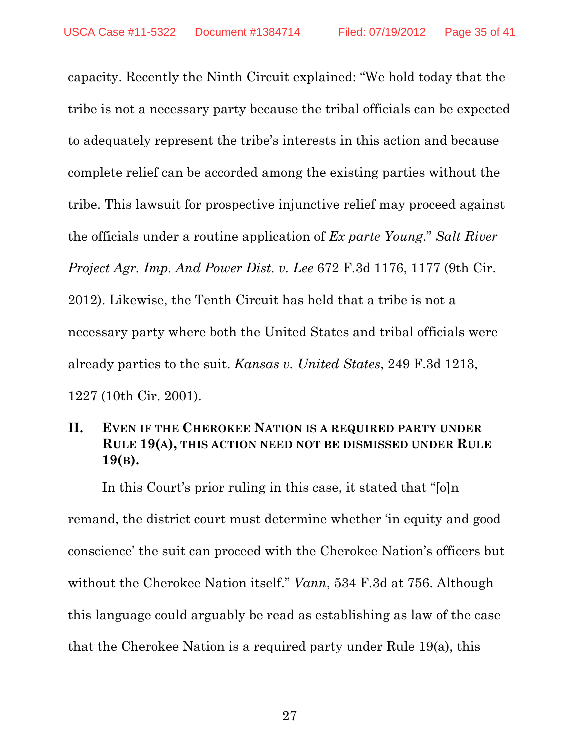capacity. Recently the Ninth Circuit explained: "We hold today that the tribe is not a necessary party because the tribal officials can be expected to adequately represent the tribe's interests in this action and because complete relief can be accorded among the existing parties without the tribe. This lawsuit for prospective injunctive relief may proceed against the officials under a routine application of *Ex parte Young*." *Salt River Project Agr. Imp. And Power Dist. v. Lee* 672 F.3d 1176, 1177 (9th Cir. 2012). Likewise, the Tenth Circuit has held that a tribe is not a necessary party where both the United States and tribal officials were already parties to the suit. *Kansas v. United States*, 249 F.3d 1213, 1227 (10th Cir. 2001).

## II. EVEN IF THE CHEROKEE NATION IS A REQUIRED PARTY UNDER RULE 19(A), THIS ACTION NEED NOT BE DISMISSED UNDER RULE 19(B).

In this Court's prior ruling in this case, it stated that "[o]n remand, the district court must determine whether 'in equity and good conscience' the suit can proceed with the Cherokee Nation's officers but without the Cherokee Nation itself." *Vann*, 534 F.3d at 756. Although this language could arguably be read as establishing as law of the case that the Cherokee Nation is a required party under Rule 19(a), this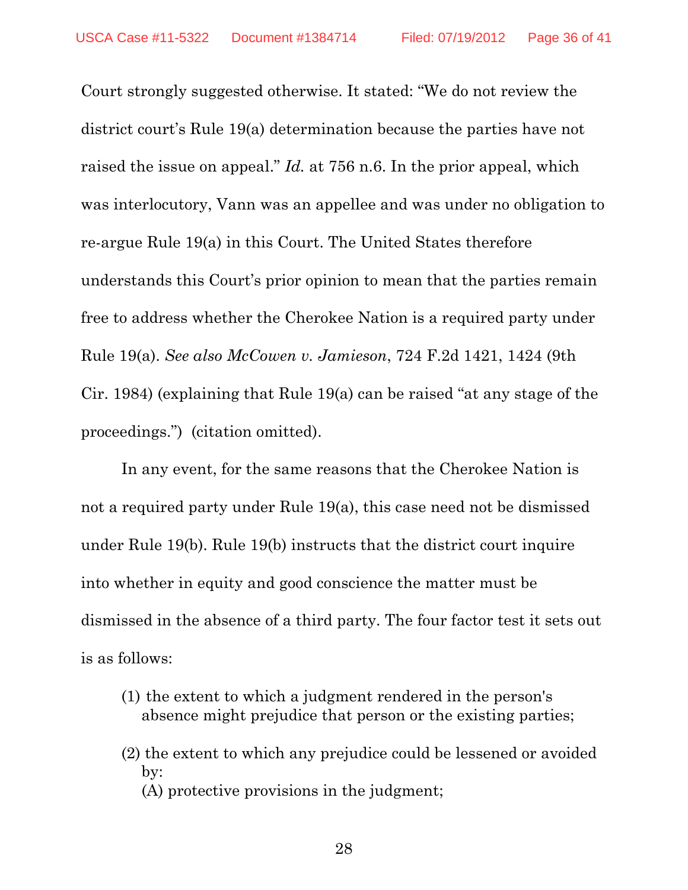Court strongly suggested otherwise. It stated: "We do not review the district court's Rule 19(a) determination because the parties have not raised the issue on appeal." *Id.* at 756 n.6. In the prior appeal, which was interlocutory, Vann was an appellee and was under no obligation to re-argue Rule 19(a) in this Court. The United States therefore understands this Court's prior opinion to mean that the parties remain free to address whether the Cherokee Nation is a required party under Rule 19(a). *See also McCowen v. Jamieson*, 724 F.2d 1421, 1424 (9th Cir. 1984) (explaining that Rule 19(a) can be raised "at any stage of the proceedings.") (citation omitted).

In any event, for the same reasons that the Cherokee Nation is not a required party under Rule 19(a), this case need not be dismissed under Rule 19(b). Rule 19(b) instructs that the district court inquire into whether in equity and good conscience the matter must be dismissed in the absence of a third party. The four factor test it sets out is as follows:

> (1) the extent to which a judgment rendered in the person's absence might prejudice that person or the existing parties;
>
> (2) the extent to which any prejudice could be lessened or avoided by:
> (A) protective provisions in the judgment;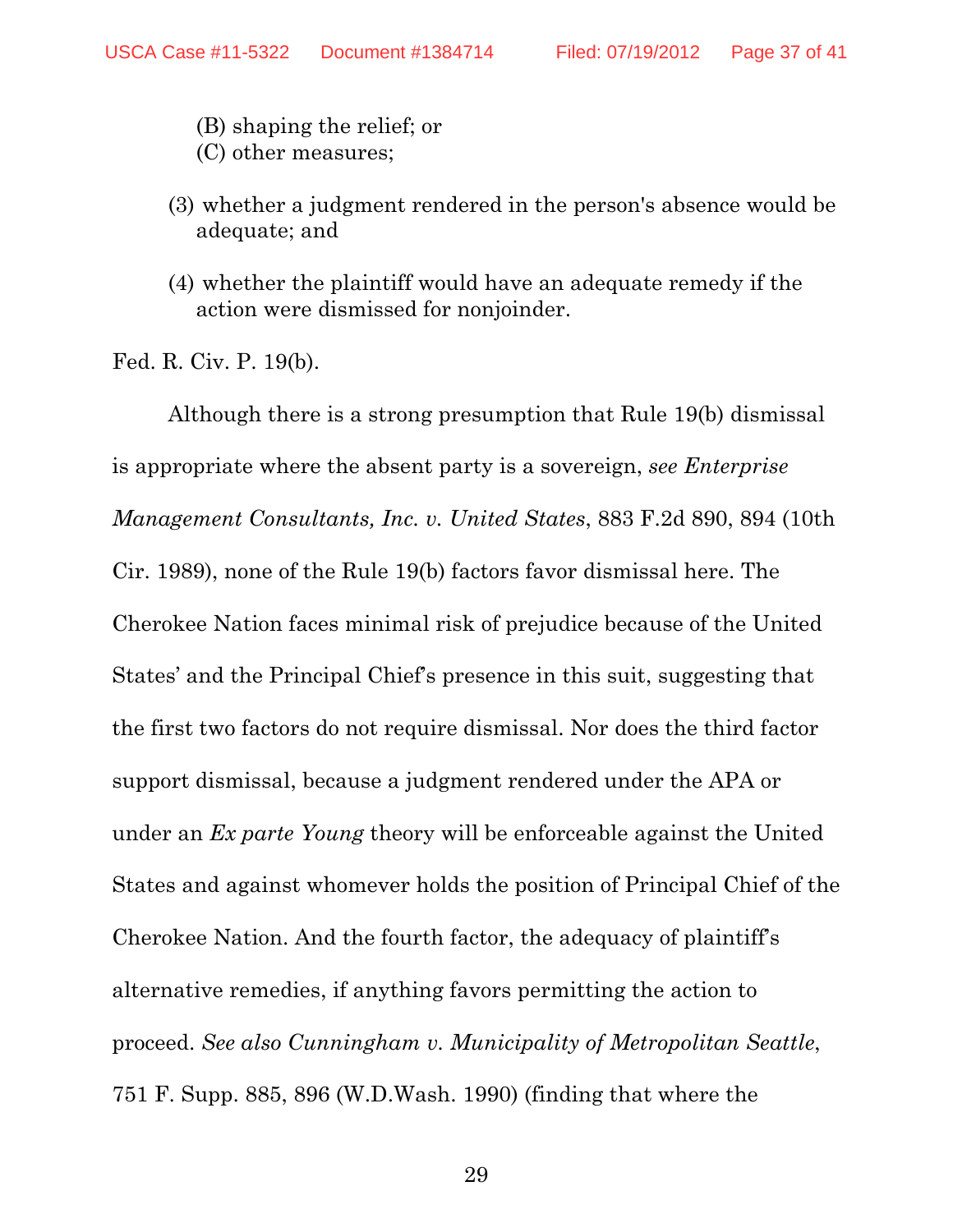(B) shaping the relief; or
(C) other measures;

(3) whether a judgment rendered in the person's absence would be adequate; and

(4) whether the plaintiff would have an adequate remedy if the action were dismissed for nonjoinder.

Fed. R. Civ. P. 19(b).

Although there is a strong presumption that Rule 19(b) dismissal is appropriate where the absent party is a sovereign, *see Enterprise Management Consultants, Inc. v. United States*, 883 F.2d 890, 894 (10th Cir. 1989), none of the Rule 19(b) factors favor dismissal here. The Cherokee Nation faces minimal risk of prejudice because of the United States' and the Principal Chief's presence in this suit, suggesting that the first two factors do not require dismissal. Nor does the third factor support dismissal, because a judgment rendered under the APA or under an *Ex parte Young* theory will be enforceable against the United States and against whomever holds the position of Principal Chief of the Cherokee Nation. And the fourth factor, the adequacy of plaintiff's alternative remedies, if anything favors permitting the action to proceed. *See also Cunningham v. Municipality of Metropolitan Seattle*, 751 F. Supp. 885, 896 (W.D.Wash. 1990) (finding that where the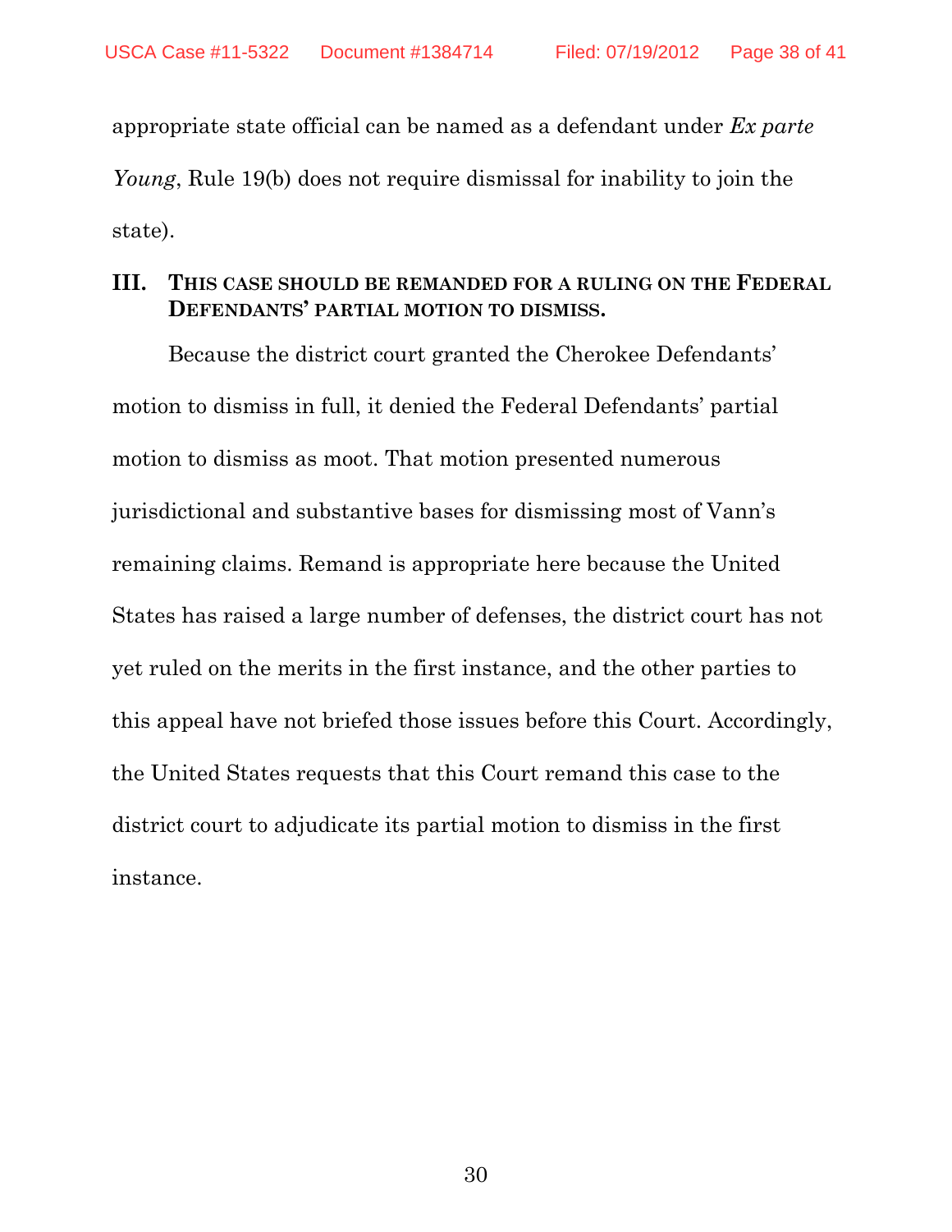appropriate state official can be named as a defendant under *Ex parte Young*, Rule 19(b) does not require dismissal for inability to join the state).

## III. THIS CASE SHOULD BE REMANDED FOR A RULING ON THE FEDERAL DEFENDANTS' PARTIAL MOTION TO DISMISS.

Because the district court granted the Cherokee Defendants' motion to dismiss in full, it denied the Federal Defendants' partial motion to dismiss as moot. That motion presented numerous jurisdictional and substantive bases for dismissing most of Vann's remaining claims. Remand is appropriate here because the United States has raised a large number of defenses, the district court has not yet ruled on the merits in the first instance, and the other parties to this appeal have not briefed those issues before this Court. Accordingly, the United States requests that this Court remand this case to the district court to adjudicate its partial motion to dismiss in the first instance.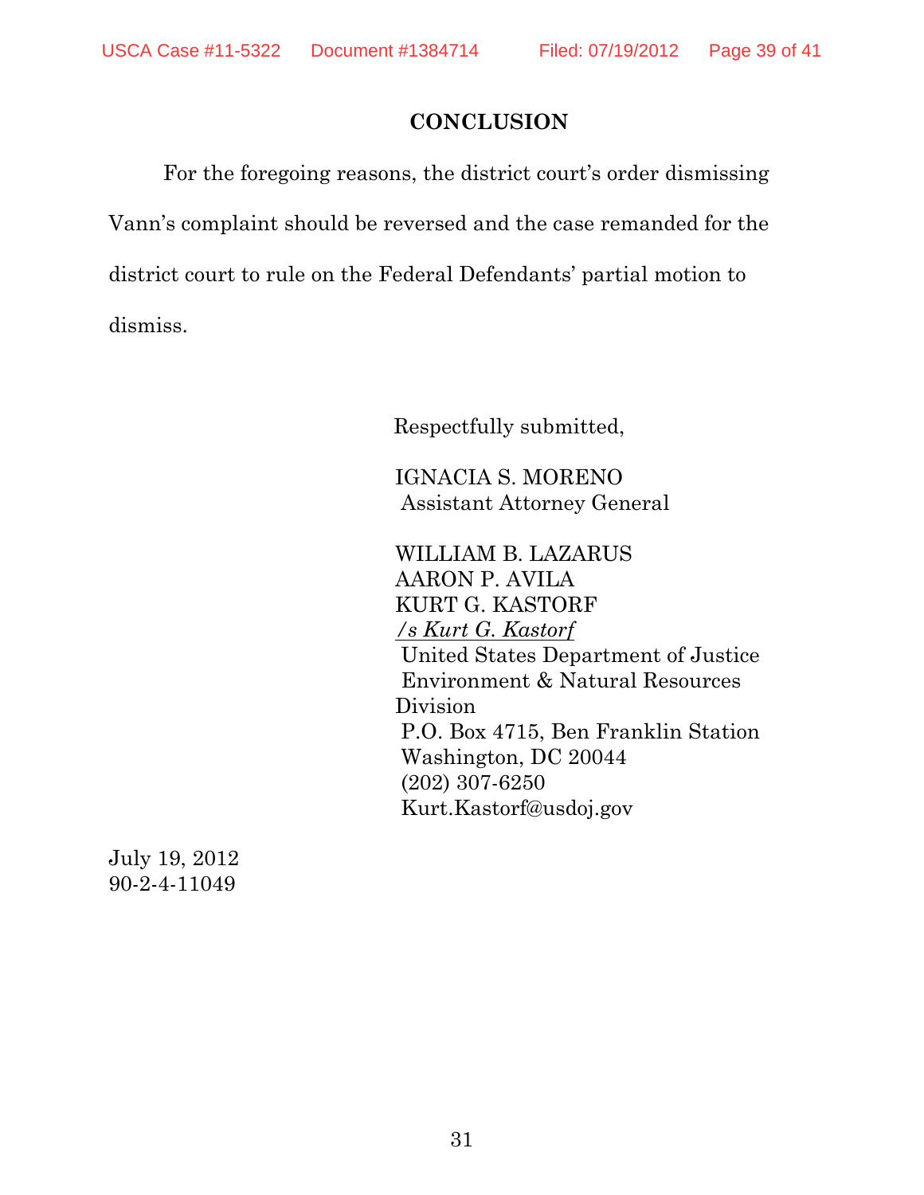## CONCLUSION

For the foregoing reasons, the district court's order dismissing Vann's complaint should be reversed and the case remanded for the district court to rule on the Federal Defendants' partial motion to dismiss.

Respectfully submitted,

IGNACIA S. MORENO
Assistant Attorney General

WILLIAM B. LAZARUS
AARON P. AVILA
KURT G. KASTORF
*/s Kurt G. Kastorf*
United States Department of Justice
Environment & Natural Resources Division
P.O. Box 4715, Ben Franklin Station
Washington, DC 20044
(202) 307-6250
Kurt.Kastorf@usdoj.gov

July 19, 2012
90-2-4-11049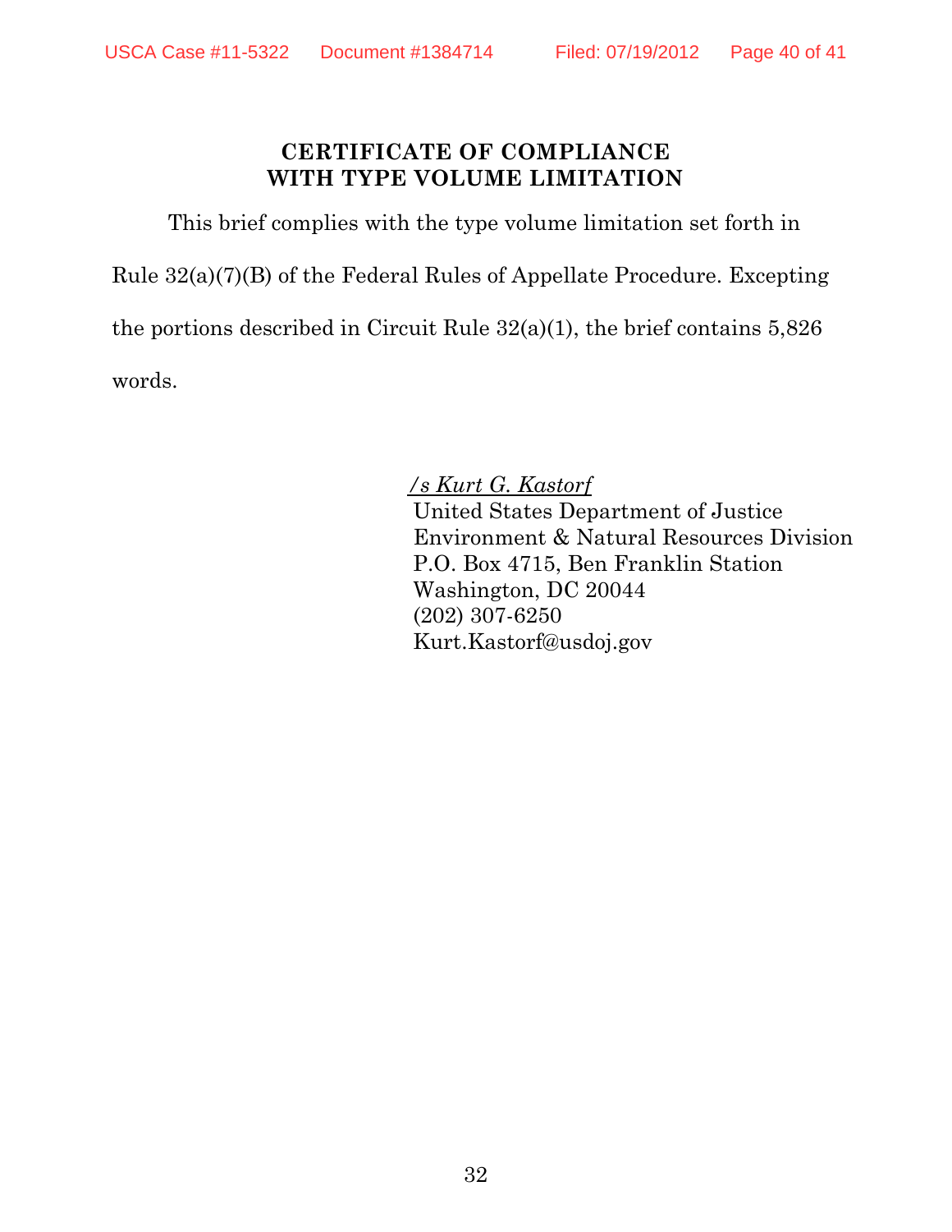## CERTIFICATE OF COMPLIANCE WITH TYPE VOLUME LIMITATION

This brief complies with the type volume limitation set forth in Rule 32(a)(7)(B) of the Federal Rules of Appellate Procedure. Excepting the portions described in Circuit Rule 32(a)(1), the brief contains 5,826 words.

*/s Kurt G. Kastorf*
United States Department of Justice
Environment & Natural Resources Division
P.O. Box 4715, Ben Franklin Station
Washington, DC 20044
(202) 307-6250
Kurt.Kastorf@usdoj.gov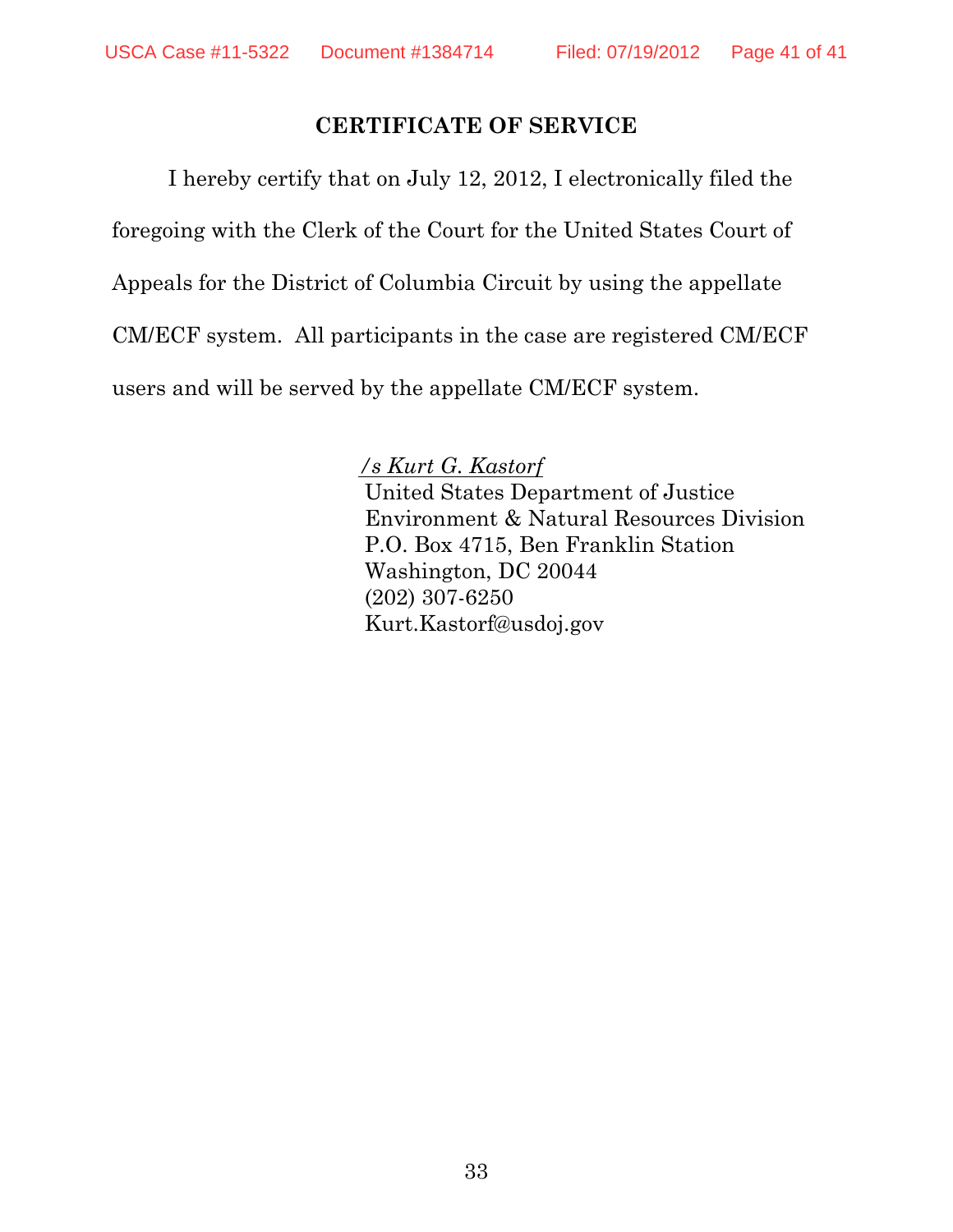## CERTIFICATE OF SERVICE

I hereby certify that on July 12, 2012, I electronically filed the foregoing with the Clerk of the Court for the United States Court of Appeals for the District of Columbia Circuit by using the appellate CM/ECF system. All participants in the case are registered CM/ECF users and will be served by the appellate CM/ECF system.

*/s Kurt G. Kastorf*
United States Department of Justice
Environment & Natural Resources Division
P.O. Box 4715, Ben Franklin Station
Washington, DC 20044
(202) 307-6250
Kurt.Kastorf@usdoj.gov